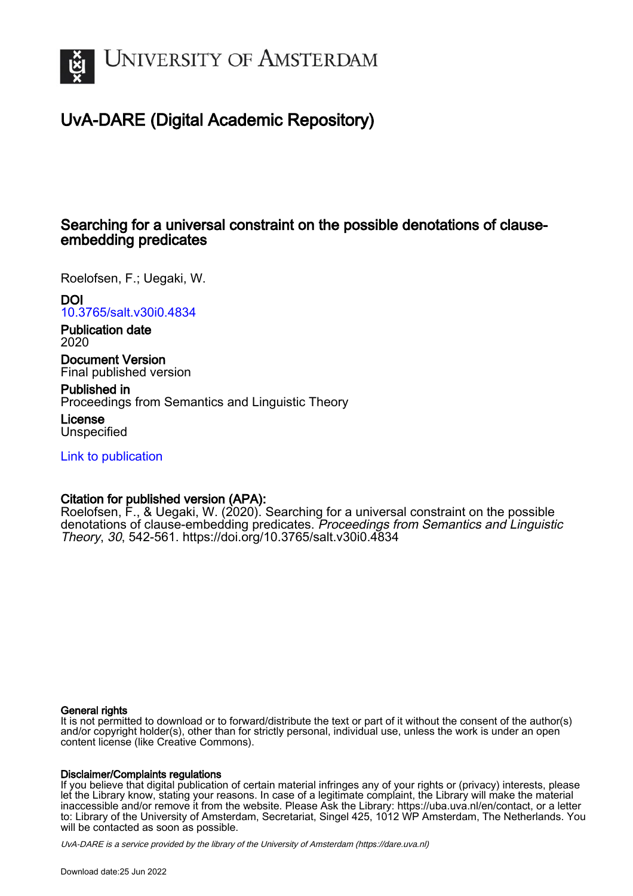# UvA-DARE (Digital Academic Repository)

## Searching for a universal constraint on the possible denotations of clause-embedding predicates

Roelofsen, F.; Uegaki, W.

**DOI**
10.3765/salt.v30i0.4834

**Publication date**
2020

**Document Version**
Final published version

**Published in**
Proceedings from Semantics and Linguistic Theory

**License**
Unspecified

Link to publication

**Citation for published version (APA):**
Roelofsen, F., & Uegaki, W. (2020). Searching for a universal constraint on the possible denotations of clause-embedding predicates. *Proceedings from Semantics and Linguistic Theory*, *30*, 542-561. https://doi.org/10.3765/salt.v30i0.4834

**General rights**
It is not permitted to download or to forward/distribute the text or part of it without the consent of the author(s) and/or copyright holder(s), other than for strictly personal, individual use, unless the work is under an open content license (like Creative Commons).

**Disclaimer/Complaints regulations**
If you believe that digital publication of certain material infringes any of your rights or (privacy) interests, please let the Library know, stating your reasons. In case of a legitimate complaint, the Library will make the material inaccessible and/or remove it from the website. Please Ask the Library: https://uba.uva.nl/en/contact, or a letter to: Library of the University of Amsterdam, Secretariat, Singel 425, 1012 WP Amsterdam, The Netherlands. You will be contacted as soon as possible.

*UvA-DARE is a service provided by the library of the University of Amsterdam (https://dare.uva.nl)*

Download date:25 Jun 2022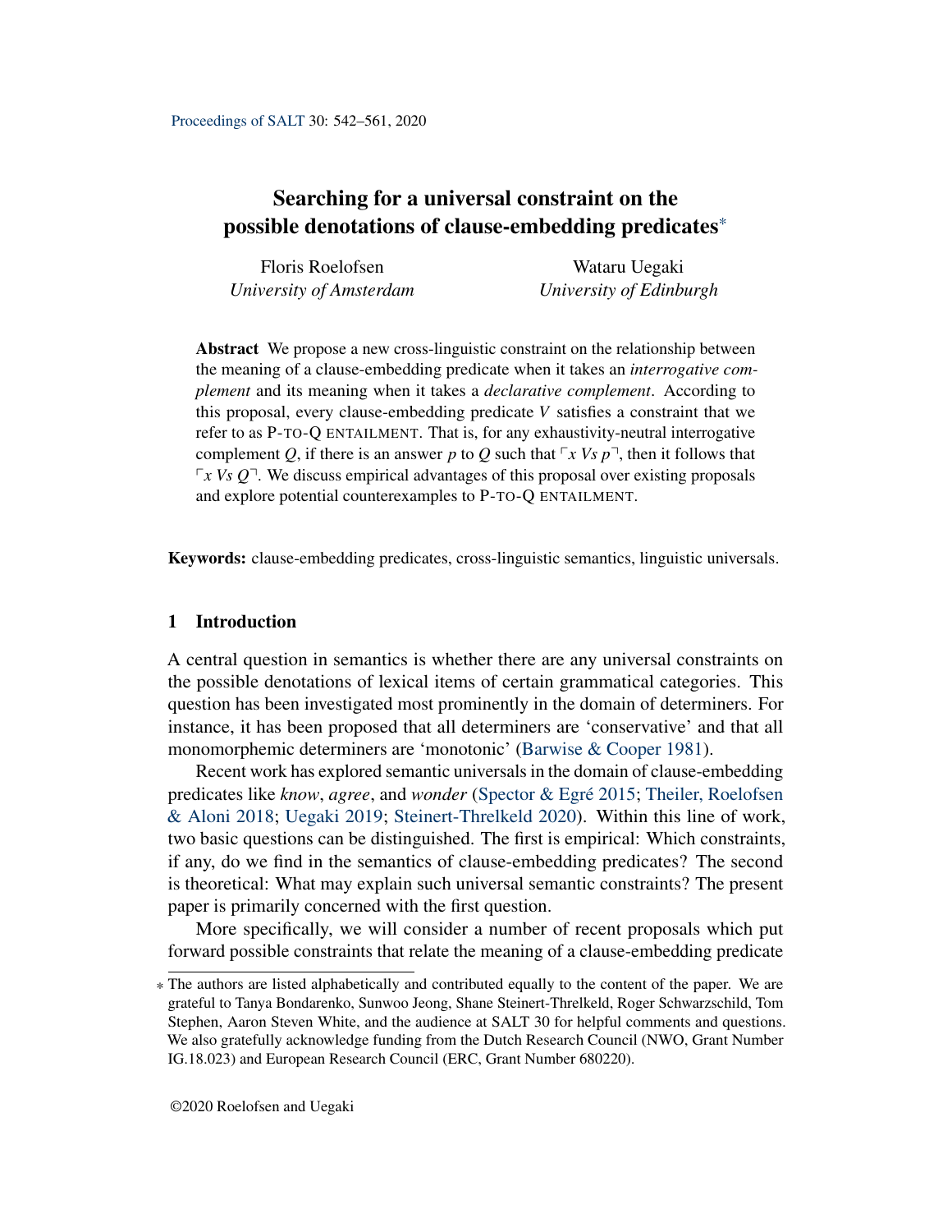# Searching for a universal constraint on the possible denotations of clause-embedding predicates*

Floris Roelofsen
*University of Amsterdam*

Wataru Uegaki
*University of Edinburgh*

**Abstract** We propose a new cross-linguistic constraint on the relationship between the meaning of a clause-embedding predicate when it takes an *interrogative complement* and its meaning when it takes a *declarative complement*. According to this proposal, every clause-embedding predicate $V$ satisfies a constraint that we refer to as P-TO-Q ENTAILMENT. That is, for any exhaustivity-neutral interrogative complement $Q$, if there is an answer $p$ to $Q$ such that $\ulcorner x\ Vs\ p \urcorner$, then it follows that $\ulcorner x\ Vs\ Q \urcorner$. We discuss empirical advantages of this proposal over existing proposals and explore potential counterexamples to P-TO-Q ENTAILMENT.

**Keywords:** clause-embedding predicates, cross-linguistic semantics, linguistic universals.

## 1 Introduction

A central question in semantics is whether there are any universal constraints on the possible denotations of lexical items of certain grammatical categories. This question has been investigated most prominently in the domain of determiners. For instance, it has been proposed that all determiners are 'conservative' and that all monomorphemic determiners are 'monotonic' (Barwise & Cooper 1981).

Recent work has explored semantic universals in the domain of clause-embedding predicates like *know*, *agree*, and *wonder* (Spector & Egré 2015; Theiler, Roelofsen & Aloni 2018; Uegaki 2019; Steinert-Threlkeld 2020). Within this line of work, two basic questions can be distinguished. The first is empirical: Which constraints, if any, do we find in the semantics of clause-embedding predicates? The second is theoretical: What may explain such universal semantic constraints? The present paper is primarily concerned with the first question.

More specifically, we will consider a number of recent proposals which put forward possible constraints that relate the meaning of a clause-embedding predicate

* The authors are listed alphabetically and contributed equally to the content of the paper. We are grateful to Tanya Bondarenko, Sunwoo Jeong, Shane Steinert-Threlkeld, Roger Schwarzschild, Tom Stephen, Aaron Steven White, and the audience at SALT 30 for helpful comments and questions. We also gratefully acknowledge funding from the Dutch Research Council (NWO, Grant Number IG.18.023) and European Research Council (ERC, Grant Number 680220).

©2020 Roelofsen and Uegaki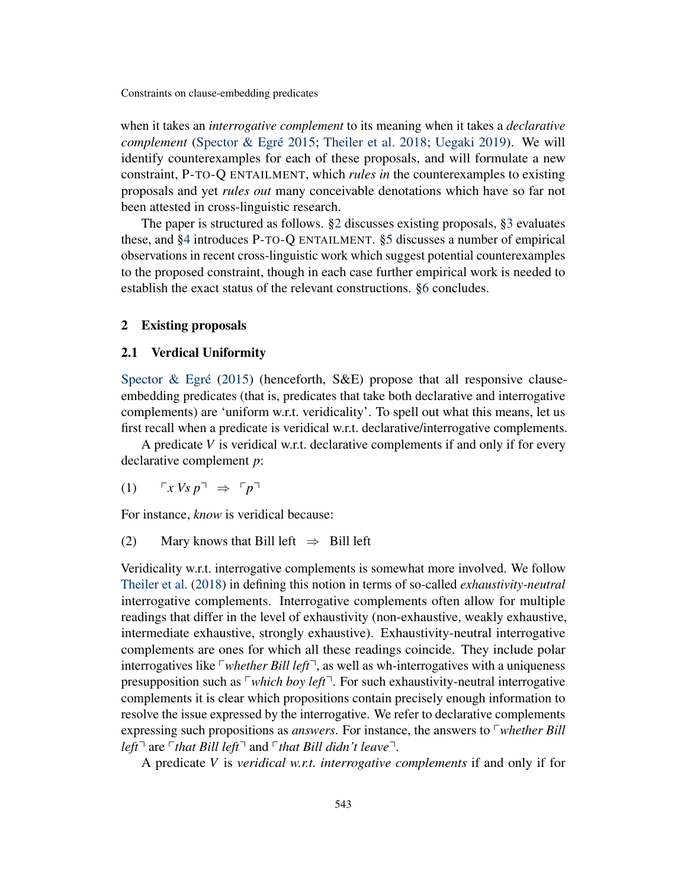when it takes an *interrogative complement* to its meaning when it takes a *declarative complement* (Spector & Egré 2015; Theiler et al. 2018; Uegaki 2019). We will identify counterexamples for each of these proposals, and will formulate a new constraint, P-TO-Q ENTAILMENT, which *rules in* the counterexamples to existing proposals and yet *rules out* many conceivable denotations which have so far not been attested in cross-linguistic research.

The paper is structured as follows. §2 discusses existing proposals, §3 evaluates these, and §4 introduces P-TO-Q ENTAILMENT. §5 discusses a number of empirical observations in recent cross-linguistic work which suggest potential counterexamples to the proposed constraint, though in each case further empirical work is needed to establish the exact status of the relevant constructions. §6 concludes.

## 2 Existing proposals

### 2.1 Verdical Uniformity

Spector & Egré (2015) (henceforth, S&E) propose that all responsive clause-embedding predicates (that is, predicates that take both declarative and interrogative complements) are 'uniform w.r.t. veridicality'. To spell out what this means, let us first recall when a predicate is veridical w.r.t. declarative/interrogative complements.

A predicate *V* is veridical w.r.t. declarative complements if and only if for every declarative complement *p*:

(1) $\ulcorner x\ Vs\ p \urcorner \ \Rightarrow\ \ulcorner p \urcorner$

For instance, *know* is veridical because:

(2) Mary knows that Bill left $\ \Rightarrow\ $ Bill left

Veridicality w.r.t. interrogative complements is somewhat more involved. We follow Theiler et al. (2018) in defining this notion in terms of so-called *exhaustivity-neutral* interrogative complements. Interrogative complements often allow for multiple readings that differ in the level of exhaustivity (non-exhaustive, weakly exhaustive, intermediate exhaustive, strongly exhaustive). Exhaustivity-neutral interrogative complements are ones for which all these readings coincide. They include polar interrogatives like ⌜*whether Bill left*⌝, as well as wh-interrogatives with a uniqueness presupposition such as ⌜*which boy left*⌝. For such exhaustivity-neutral interrogative complements it is clear which propositions contain precisely enough information to resolve the issue expressed by the interrogative. We refer to declarative complements expressing such propositions as *answers*. For instance, the answers to ⌜*whether Bill left*⌝ are ⌜*that Bill left*⌝ and ⌜*that Bill didn't leave*⌝.

A predicate *V* is *veridical w.r.t. interrogative complements* if and only if for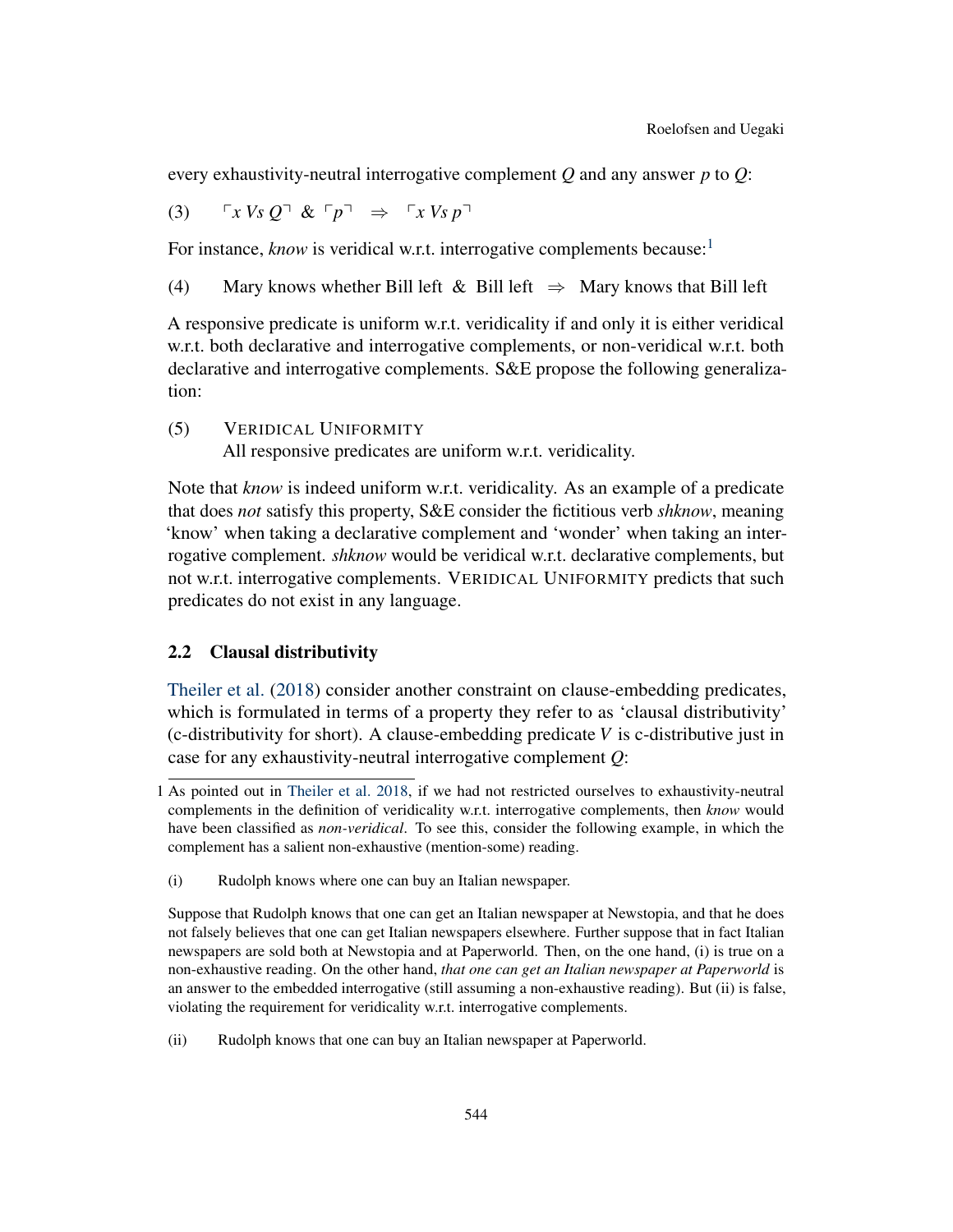every exhaustivity-neutral interrogative complement $Q$ and any answer $p$ to $Q$:

(3) $\ulcorner x\ Vs\ Q \urcorner$ & $\ulcorner p \urcorner$ $\Rightarrow$ $\ulcorner x\ Vs\ p \urcorner$

For instance, *know* is veridical w.r.t. interrogative complements because:[1]

(4) Mary knows whether Bill left & Bill left $\Rightarrow$ Mary knows that Bill left

A responsive predicate is uniform w.r.t. veridicality if and only it is either veridical w.r.t. both declarative and interrogative complements, or non-veridical w.r.t. both declarative and interrogative complements. S&E propose the following generalization:

(5) VERIDICAL UNIFORMITY
All responsive predicates are uniform w.r.t. veridicality.

Note that *know* is indeed uniform w.r.t. veridicality. As an example of a predicate that does *not* satisfy this property, S&E consider the fictitious verb *shknow*, meaning 'know' when taking a declarative complement and 'wonder' when taking an interrogative complement. *shknow* would be veridical w.r.t. declarative complements, but not w.r.t. interrogative complements. VERIDICAL UNIFORMITY predicts that such predicates do not exist in any language.

## 2.2 Clausal distributivity

Theiler et al. (2018) consider another constraint on clause-embedding predicates, which is formulated in terms of a property they refer to as 'clausal distributivity' (c-distributivity for short). A clause-embedding predicate $V$ is c-distributive just in case for any exhaustivity-neutral interrogative complement $Q$:

---

1 As pointed out in Theiler et al. 2018, if we had not restricted ourselves to exhaustivity-neutral complements in the definition of veridicality w.r.t. interrogative complements, then *know* would have been classified as *non-veridical*. To see this, consider the following example, in which the complement has a salient non-exhaustive (mention-some) reading.

(i) Rudolph knows where one can buy an Italian newspaper.

Suppose that Rudolph knows that one can get an Italian newspaper at Newstopia, and that he does not falsely believes that one can get Italian newspapers elsewhere. Further suppose that in fact Italian newspapers are sold both at Newstopia and at Paperworld. Then, on the one hand, (i) is true on a non-exhaustive reading. On the other hand, *that one can get an Italian newspaper at Paperworld* is an answer to the embedded interrogative (still assuming a non-exhaustive reading). But (ii) is false, violating the requirement for veridicality w.r.t. interrogative complements.

(ii) Rudolph knows that one can buy an Italian newspaper at Paperworld.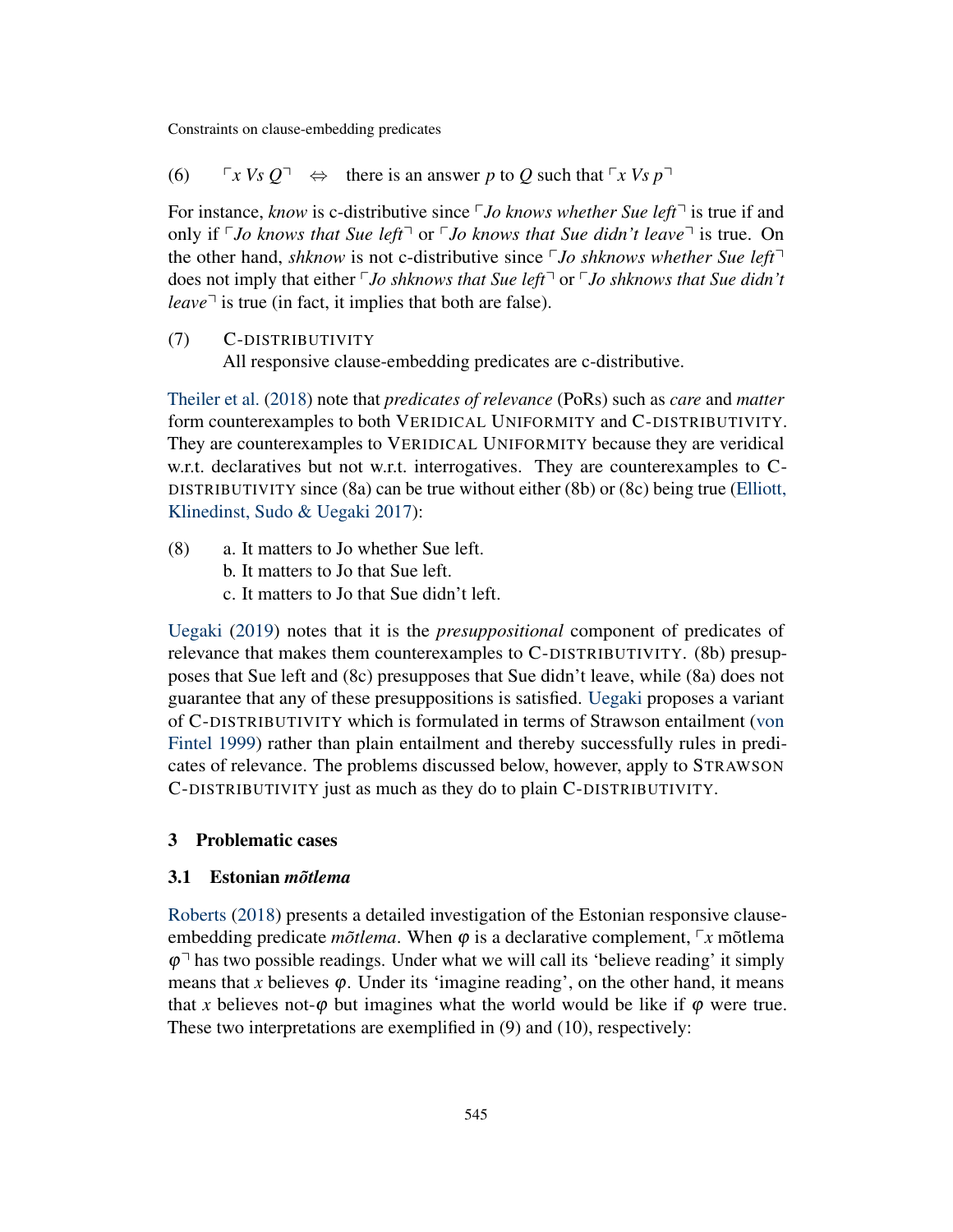(6) $\ulcorner x$ *Vs Q*$\urcorner$ $\Leftrightarrow$ there is an answer $p$ to $Q$ such that $\ulcorner x$ *Vs p*$\urcorner$

For instance, *know* is c-distributive since ⌜*Jo knows whether Sue left*⌝ is true if and only if ⌜*Jo knows that Sue left*⌝ or ⌜*Jo knows that Sue didn't leave*⌝ is true. On the other hand, *shknow* is not c-distributive since ⌜*Jo shknows whether Sue left*⌝ does not imply that either ⌜*Jo shknows that Sue left*⌝ or ⌜*Jo shknows that Sue didn't leave*⌝ is true (in fact, it implies that both are false).

(7) C-DISTRIBUTIVITY
All responsive clause-embedding predicates are c-distributive.

Theiler et al. (2018) note that *predicates of relevance* (PoRs) such as *care* and *matter* form counterexamples to both VERIDICAL UNIFORMITY and C-DISTRIBUTIVITY. They are counterexamples to VERIDICAL UNIFORMITY because they are veridical w.r.t. declaratives but not w.r.t. interrogatives. They are counterexamples to C-DISTRIBUTIVITY since (8a) can be true without either (8b) or (8c) being true (Elliott, Klinedinst, Sudo & Uegaki 2017):

(8) a. It matters to Jo whether Sue left.
b. It matters to Jo that Sue left.
c. It matters to Jo that Sue didn't left.

Uegaki (2019) notes that it is the *presuppositional* component of predicates of relevance that makes them counterexamples to C-DISTRIBUTIVITY. (8b) presupposes that Sue left and (8c) presupposes that Sue didn't leave, while (8a) does not guarantee that any of these presuppositions is satisfied. Uegaki proposes a variant of C-DISTRIBUTIVITY which is formulated in terms of Strawson entailment (von Fintel 1999) rather than plain entailment and thereby successfully rules in predicates of relevance. The problems discussed below, however, apply to STRAWSON C-DISTRIBUTIVITY just as much as they do to plain C-DISTRIBUTIVITY.

## 3 Problematic cases

### 3.1 Estonian *mõtlema*

Roberts (2018) presents a detailed investigation of the Estonian responsive clause-embedding predicate *mõtlema*. When $\varphi$ is a declarative complement, $\ulcorner x$ mõtlema $\varphi\urcorner$ has two possible readings. Under what we will call its 'believe reading' it simply means that $x$ believes $\varphi$. Under its 'imagine reading', on the other hand, it means that $x$ believes not-$\varphi$ but imagines what the world would be like if $\varphi$ were true. These two interpretations are exemplified in (9) and (10), respectively: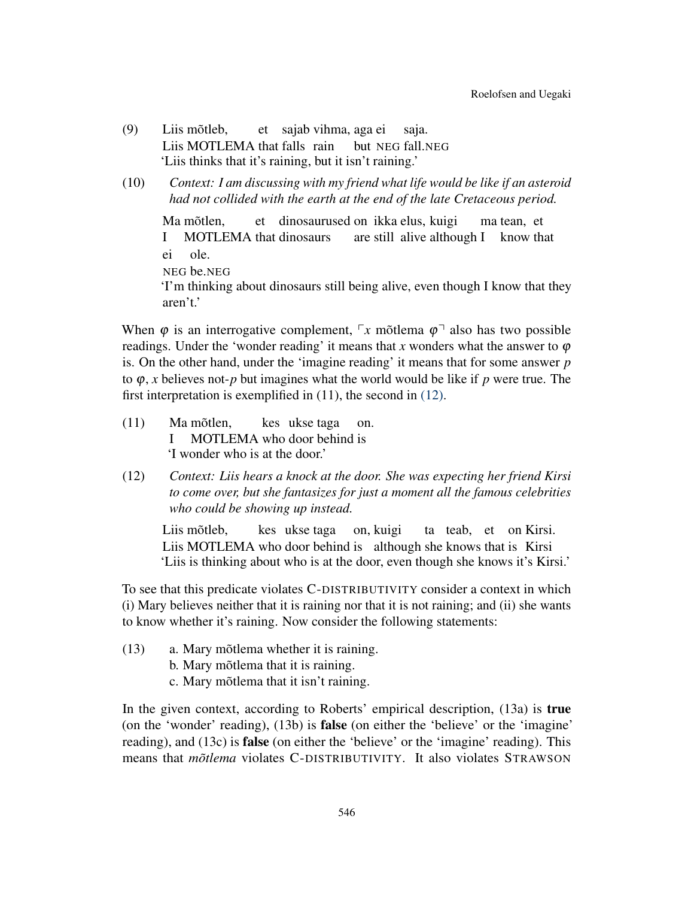(9) Liis mõtleb, et sajab vihma, aga ei saja.
Liis MOTLEMA that falls rain but NEG fall.NEG
'Liis thinks that it's raining, but it isn't raining.'

(10) *Context: I am discussing with my friend what life would be like if an asteroid had not collided with the earth at the end of the late Cretaceous period.*

Ma mõtlen, et dinosaurused on ikka elus, kuigi ma tean, et ei ole.
I MOTLEMA that dinosaurs are still alive although I know that NEG be.NEG
'I'm thinking about dinosaurs still being alive, even though I know that they aren't.'

When $\varphi$ is an interrogative complement, $\ulcorner x$ mõtlema $\varphi\urcorner$ also has two possible readings. Under the 'wonder reading' it means that $x$ wonders what the answer to $\varphi$ is. On the other hand, under the 'imagine reading' it means that for some answer $p$ to $\varphi$, $x$ believes not-$p$ but imagines what the world would be like if $p$ were true. The first interpretation is exemplified in (11), the second in (12).

(11) Ma mõtlen, kes ukse taga on.
I MOTLEMA who door behind is
'I wonder who is at the door.'

(12) *Context: Liis hears a knock at the door. She was expecting her friend Kirsi to come over, but she fantasizes for just a moment all the famous celebrities who could be showing up instead.*

Liis mõtleb, kes ukse taga on, kuigi ta teab, et on Kirsi.
Liis MOTLEMA who door behind is although she knows that is Kirsi
'Liis is thinking about who is at the door, even though she knows it's Kirsi.'

To see that this predicate violates C-DISTRIBUTIVITY consider a context in which (i) Mary believes neither that it is raining nor that it is not raining; and (ii) she wants to know whether it's raining. Now consider the following statements:

(13) a. Mary mõtlema whether it is raining.
b. Mary mõtlema that it is raining.
c. Mary mõtlema that it isn't raining.

In the given context, according to Roberts' empirical description, (13a) is **true** (on the 'wonder' reading), (13b) is **false** (on either the 'believe' or the 'imagine' reading), and (13c) is **false** (on either the 'believe' or the 'imagine' reading). This means that *mõtlema* violates C-DISTRIBUTIVITY. It also violates STRAWSON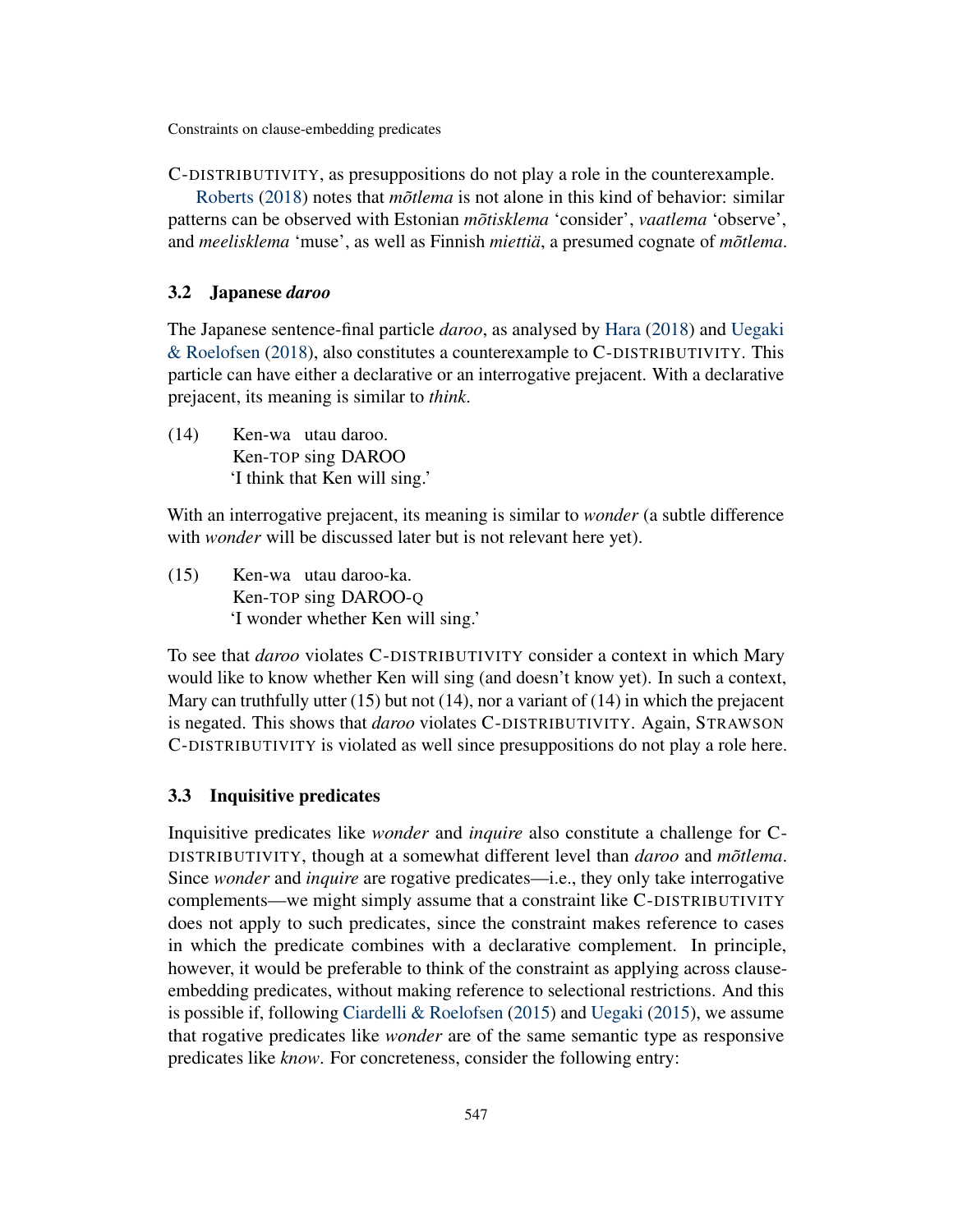C-DISTRIBUTIVITY, as presuppositions do not play a role in the counterexample.

Roberts (2018) notes that *mõtlema* is not alone in this kind of behavior: similar patterns can be observed with Estonian *mõtisklema* 'consider', *vaatlema* 'observe', and *meelisklema* 'muse', as well as Finnish *miettiä*, a presumed cognate of *mõtlema*.

### 3.2 Japanese *daroo*

The Japanese sentence-final particle *daroo*, as analysed by Hara (2018) and Uegaki & Roelofsen (2018), also constitutes a counterexample to C-DISTRIBUTIVITY. This particle can have either a declarative or an interrogative prejacent. With a declarative prejacent, its meaning is similar to *think*.

(14) Ken-wa utau daroo.
Ken-TOP sing DAROO
'I think that Ken will sing.'

With an interrogative prejacent, its meaning is similar to *wonder* (a subtle difference with *wonder* will be discussed later but is not relevant here yet).

(15) Ken-wa utau daroo-ka.
Ken-TOP sing DAROO-Q
'I wonder whether Ken will sing.'

To see that *daroo* violates C-DISTRIBUTIVITY consider a context in which Mary would like to know whether Ken will sing (and doesn't know yet). In such a context, Mary can truthfully utter (15) but not (14), nor a variant of (14) in which the prejacent is negated. This shows that *daroo* violates C-DISTRIBUTIVITY. Again, STRAWSON C-DISTRIBUTIVITY is violated as well since presuppositions do not play a role here.

### 3.3 Inquisitive predicates

Inquisitive predicates like *wonder* and *inquire* also constitute a challenge for C-DISTRIBUTIVITY, though at a somewhat different level than *daroo* and *mõtlema*. Since *wonder* and *inquire* are rogative predicates—i.e., they only take interrogative complements—we might simply assume that a constraint like C-DISTRIBUTIVITY does not apply to such predicates, since the constraint makes reference to cases in which the predicate combines with a declarative complement. In principle, however, it would be preferable to think of the constraint as applying across clause-embedding predicates, without making reference to selectional restrictions. And this is possible if, following Ciardelli & Roelofsen (2015) and Uegaki (2015), we assume that rogative predicates like *wonder* are of the same semantic type as responsive predicates like *know*. For concreteness, consider the following entry: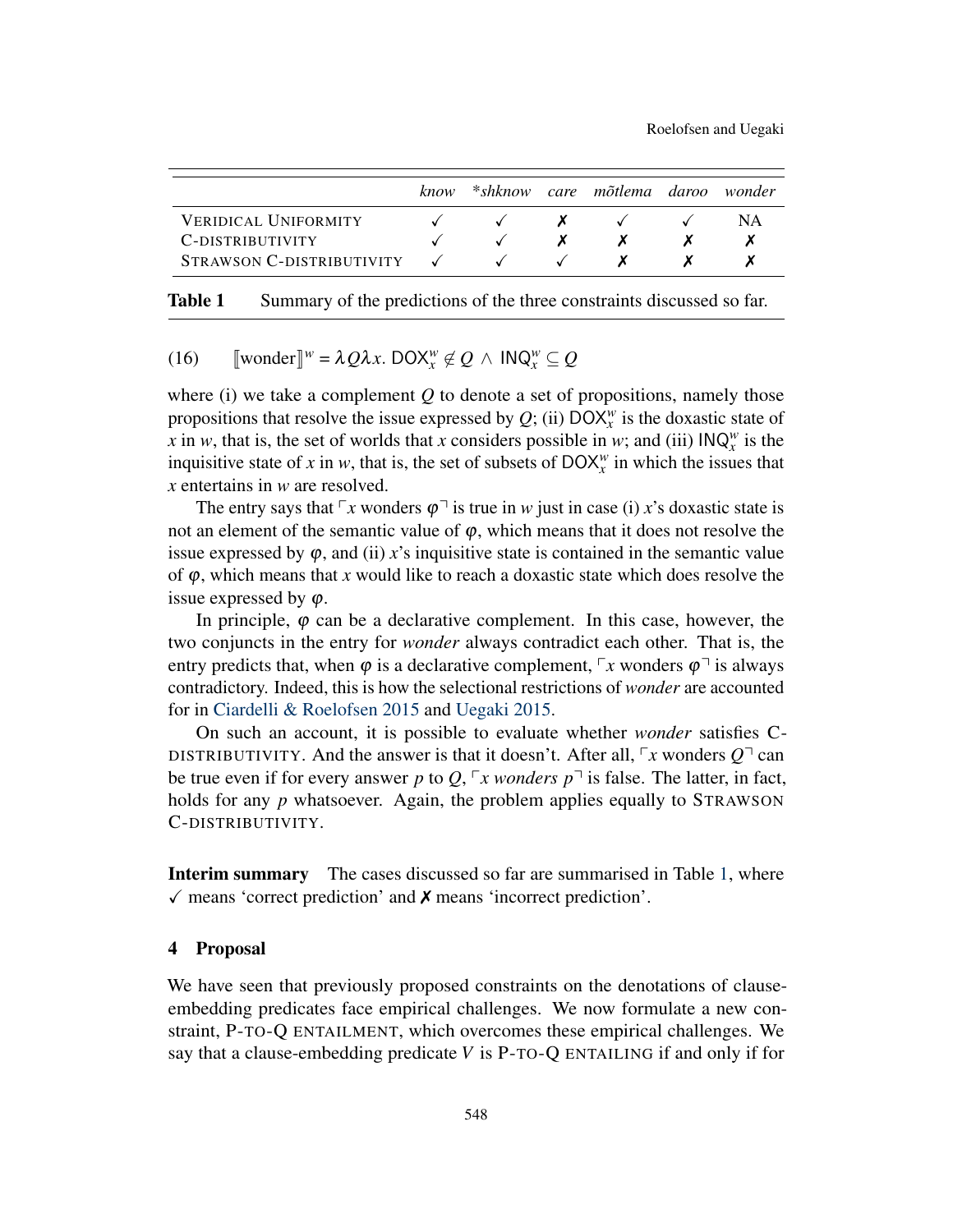| | *know* | \*shknow | *care* | *mõtlema* | *daroo* | *wonder* |
|---|---|---|---|---|---|---|
| VERIDICAL UNIFORMITY | ✓ | ✓ | ✗ | ✓ | ✓ | NA |
| C-DISTRIBUTIVITY | ✓ | ✓ | ✗ | ✗ | ✗ | ✗ |
| STRAWSON C-DISTRIBUTIVITY | ✓ | ✓ | ✓ | ✗ | ✗ | ✗ |

**Table 1** Summary of the predictions of the three constraints discussed so far.

(16) $[\![\text{wonder}]\!]^w = \lambda Q \lambda x.\ \mathsf{DOX}_x^w \notin Q \wedge \mathsf{INQ}_x^w \subseteq Q$

where (i) we take a complement $Q$ to denote a set of propositions, namely those propositions that resolve the issue expressed by $Q$; (ii) $\mathsf{DOX}_x^w$ is the doxastic state of $x$ in $w$, that is, the set of worlds that $x$ considers possible in $w$; and (iii) $\mathsf{INQ}_x^w$ is the inquisitive state of $x$ in $w$, that is, the set of subsets of $\mathsf{DOX}_x^w$ in which the issues that $x$ entertains in $w$ are resolved.

The entry says that $\ulcorner x$ wonders $\varphi\urcorner$ is true in $w$ just in case (i) $x$'s doxastic state is not an element of the semantic value of $\varphi$, which means that it does not resolve the issue expressed by $\varphi$, and (ii) $x$'s inquisitive state is contained in the semantic value of $\varphi$, which means that $x$ would like to reach a doxastic state which does resolve the issue expressed by $\varphi$.

In principle, $\varphi$ can be a declarative complement. In this case, however, the two conjuncts in the entry for *wonder* always contradict each other. That is, the entry predicts that, when $\varphi$ is a declarative complement, $\ulcorner x$ wonders $\varphi\urcorner$ is always contradictory. Indeed, this is how the selectional restrictions of *wonder* are accounted for in Ciardelli & Roelofsen 2015 and Uegaki 2015.

On such an account, it is possible to evaluate whether *wonder* satisfies C-DISTRIBUTIVITY. And the answer is that it doesn't. After all, $\ulcorner x$ wonders $Q\urcorner$ can be true even if for every answer $p$ to $Q$, $\ulcorner x$ *wonders* $p\urcorner$ is false. The latter, in fact, holds for any $p$ whatsoever. Again, the problem applies equally to STRAWSON C-DISTRIBUTIVITY.

**Interim summary** The cases discussed so far are summarised in Table 1, where ✓ means 'correct prediction' and ✗ means 'incorrect prediction'.

## 4 Proposal

We have seen that previously proposed constraints on the denotations of clause-embedding predicates face empirical challenges. We now formulate a new constraint, P-TO-Q ENTAILMENT, which overcomes these empirical challenges. We say that a clause-embedding predicate $V$ is P-TO-Q ENTAILING if and only if for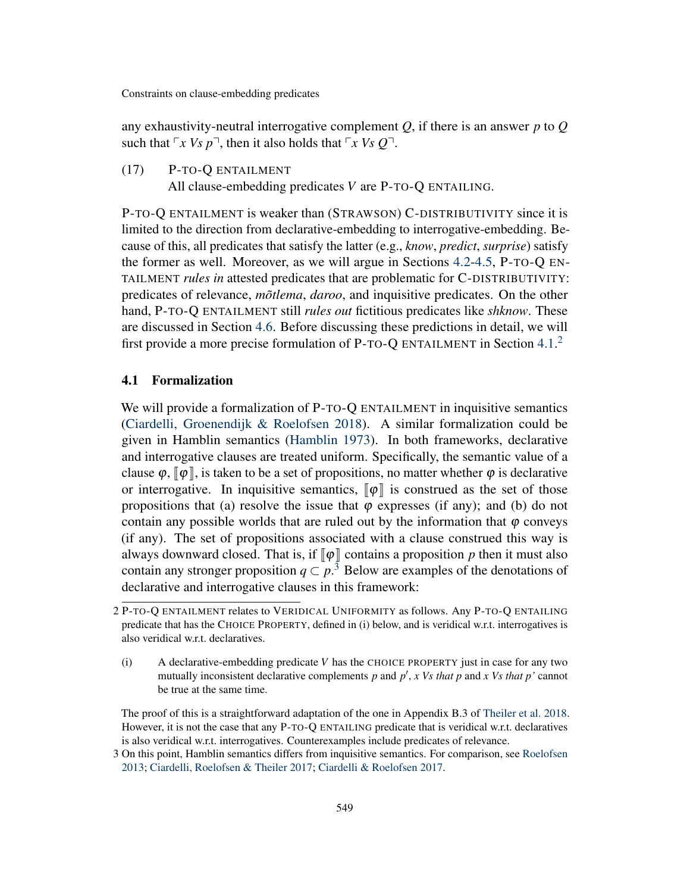any exhaustivity-neutral interrogative complement $Q$, if there is an answer $p$ to $Q$ such that $\ulcorner x\ Vs\ p \urcorner$, then it also holds that $\ulcorner x\ Vs\ Q \urcorner$.

(17) P-TO-Q ENTAILMENT
All clause-embedding predicates $V$ are P-TO-Q ENTAILING.

P-TO-Q ENTAILMENT is weaker than (STRAWSON) C-DISTRIBUTIVITY since it is limited to the direction from declarative-embedding to interrogative-embedding. Because of this, all predicates that satisfy the latter (e.g., *know*, *predict*, *surprise*) satisfy the former as well. Moreover, as we will argue in Sections 4.2-4.5, P-TO-Q ENTAILMENT *rules in* attested predicates that are problematic for C-DISTRIBUTIVITY: predicates of relevance, *mõtlema*, *daroo*, and inquisitive predicates. On the other hand, P-TO-Q ENTAILMENT still *rules out* fictitious predicates like *shknow*. These are discussed in Section 4.6. Before discussing these predictions in detail, we will first provide a more precise formulation of P-TO-Q ENTAILMENT in Section 4.1.[2]

### 4.1 Formalization

We will provide a formalization of P-TO-Q ENTAILMENT in inquisitive semantics (Ciardelli, Groenendijk & Roelofsen 2018). A similar formalization could be given in Hamblin semantics (Hamblin 1973). In both frameworks, declarative and interrogative clauses are treated uniform. Specifically, the semantic value of a clause $\varphi$, $[\![\varphi]\!]$, is taken to be a set of propositions, no matter whether $\varphi$ is declarative or interrogative. In inquisitive semantics, $[\![\varphi]\!]$ is construed as the set of those propositions that (a) resolve the issue that $\varphi$ expresses (if any); and (b) do not contain any possible worlds that are ruled out by the information that $\varphi$ conveys (if any). The set of propositions associated with a clause construed this way is always downward closed. That is, if $[\![\varphi]\!]$ contains a proposition $p$ then it must also contain any stronger proposition $q \subset p$.[3] Below are examples of the denotations of declarative and interrogative clauses in this framework:

---

2 P-TO-Q ENTAILMENT relates to VERIDICAL UNIFORMITY as follows. Any P-TO-Q ENTAILING predicate that has the CHOICE PROPERTY, defined in (i) below, and is veridical w.r.t. interrogatives is also veridical w.r.t. declaratives.

(i) A declarative-embedding predicate $V$ has the CHOICE PROPERTY just in case for any two mutually inconsistent declarative complements $p$ and $p'$, *x Vs that p* and *x Vs that p'* cannot be true at the same time.

The proof of this is a straightforward adaptation of the one in Appendix B.3 of Theiler et al. 2018. However, it is not the case that any P-TO-Q ENTAILING predicate that is veridical w.r.t. declaratives is also veridical w.r.t. interrogatives. Counterexamples include predicates of relevance.

3 On this point, Hamblin semantics differs from inquisitive semantics. For comparison, see Roelofsen 2013; Ciardelli, Roelofsen & Theiler 2017; Ciardelli & Roelofsen 2017.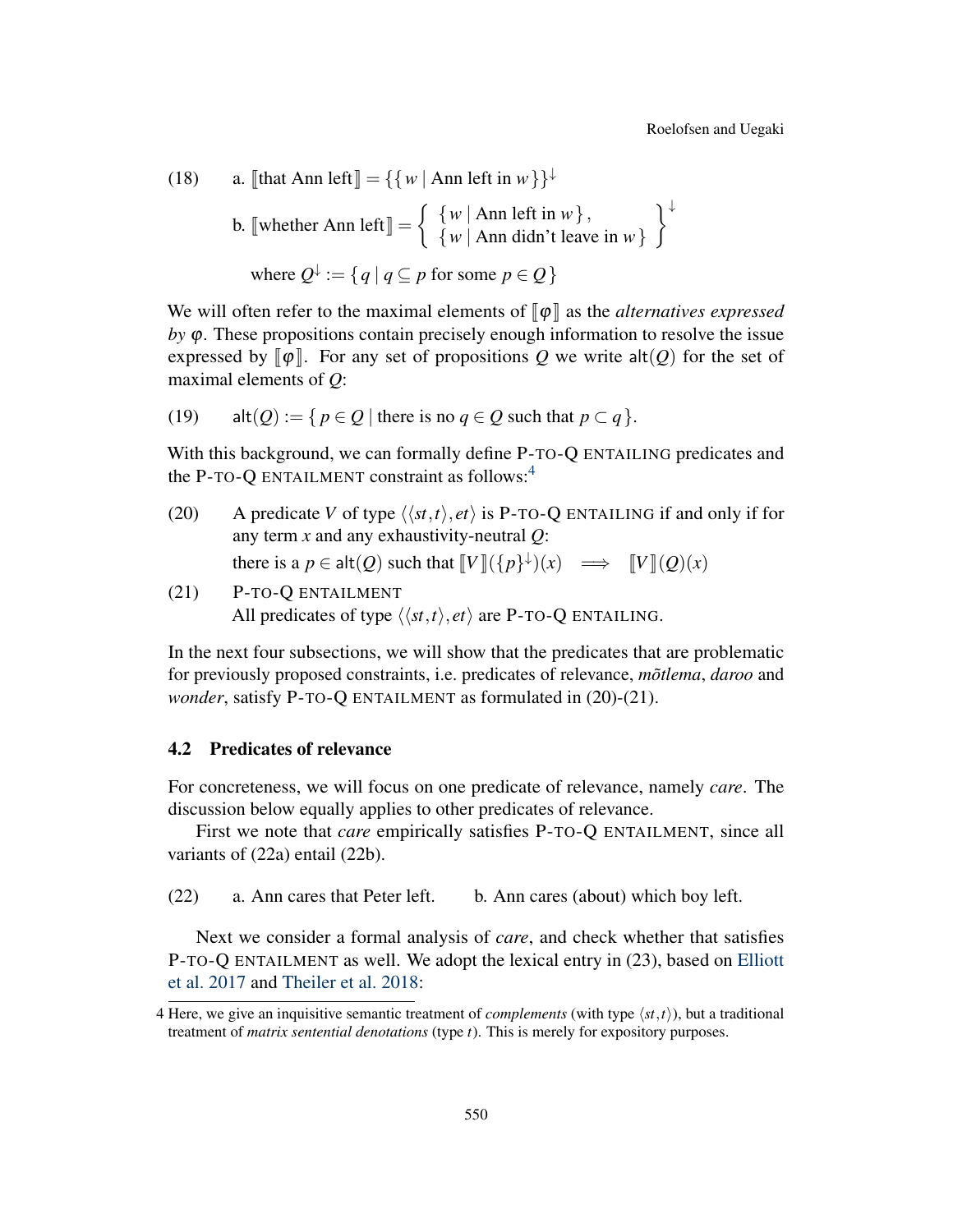(18) a. $[\![\text{that Ann left}]\!] = \{\{w \mid \text{Ann left in } w\}\}^{\downarrow}$

b. $[\![\text{whether Ann left}]\!] = \left\{ \begin{array}{l} \{w \mid \text{Ann left in } w\}, \\ \{w \mid \text{Ann didn't leave in } w\} \end{array} \right\}^{\downarrow}$

where $Q^{\downarrow} := \{q \mid q \subseteq p \text{ for some } p \in Q\}$

We will often refer to the maximal elements of $[\![\varphi]\!]$ as the *alternatives expressed by* $\varphi$. These propositions contain precisely enough information to resolve the issue expressed by $[\![\varphi]\!]$. For any set of propositions $Q$ we write $\mathsf{alt}(Q)$ for the set of maximal elements of $Q$:

(19) $\mathsf{alt}(Q) := \{p \in Q \mid \text{there is no } q \in Q \text{ such that } p \subset q\}.$

With this background, we can formally define P-TO-Q ENTAILING predicates and the P-TO-Q ENTAILMENT constraint as follows:[4]

(20) A predicate $V$ of type $\langle\langle st,t\rangle,et\rangle$ is P-TO-Q ENTAILING if and only if for any term $x$ and any exhaustivity-neutral $Q$:
there is a $p \in \mathsf{alt}(Q)$ such that $[\![V]\!](\{p\}^{\downarrow})(x) \implies [\![V]\!](Q)(x)$

(21) P-TO-Q ENTAILMENT
All predicates of type $\langle\langle st,t\rangle,et\rangle$ are P-TO-Q ENTAILING.

In the next four subsections, we will show that the predicates that are problematic for previously proposed constraints, i.e. predicates of relevance, *mõtlema*, *daroo* and *wonder*, satisfy P-TO-Q ENTAILMENT as formulated in (20)-(21).

### 4.2 Predicates of relevance

For concreteness, we will focus on one predicate of relevance, namely *care*. The discussion below equally applies to other predicates of relevance.

First we note that *care* empirically satisfies P-TO-Q ENTAILMENT, since all variants of (22a) entail (22b).

(22) a. Ann cares that Peter left. b. Ann cares (about) which boy left.

Next we consider a formal analysis of *care*, and check whether that satisfies P-TO-Q ENTAILMENT as well. We adopt the lexical entry in (23), based on Elliott et al. 2017 and Theiler et al. 2018:

4 Here, we give an inquisitive semantic treatment of *complements* (with type $\langle st,t\rangle$), but a traditional treatment of *matrix sentential denotations* (type $t$). This is merely for expository purposes.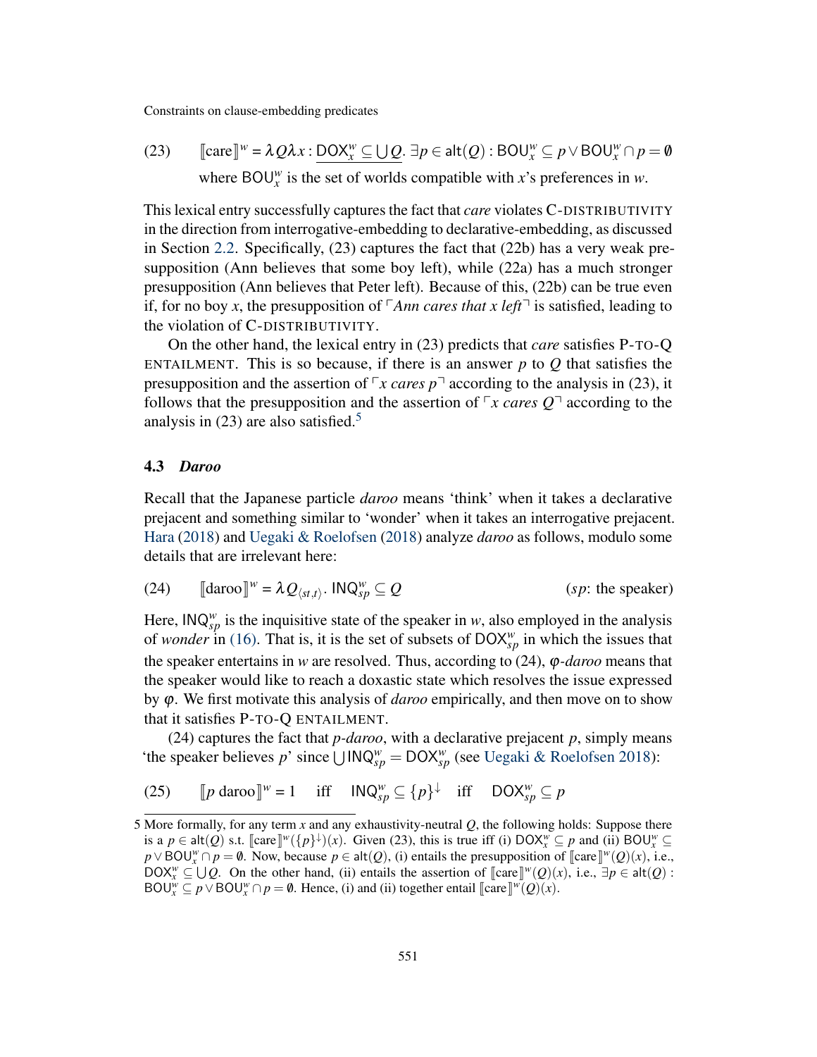(23) $[\![\text{care}]\!]^w = \lambda Q \lambda x : \underline{\mathsf{DOX}_x^w \subseteq \bigcup Q}.\ \exists p \in \mathsf{alt}(Q) : \mathsf{BOU}_x^w \subseteq p \vee \mathsf{BOU}_x^w \cap p = \emptyset$
where $\mathsf{BOU}_x^w$ is the set of worlds compatible with $x$'s preferences in $w$.

This lexical entry successfully captures the fact that *care* violates C-DISTRIBUTIVITY in the direction from interrogative-embedding to declarative-embedding, as discussed in Section 2.2. Specifically, (23) captures the fact that (22b) has a very weak presupposition (Ann believes that some boy left), while (22a) has a much stronger presupposition (Ann believes that Peter left). Because of this, (22b) can be true even if, for no boy $x$, the presupposition of ⌜*Ann cares that x left*⌝ is satisfied, leading to the violation of C-DISTRIBUTIVITY.

On the other hand, the lexical entry in (23) predicts that *care* satisfies P-TO-Q ENTAILMENT. This is so because, if there is an answer $p$ to $Q$ that satisfies the presupposition and the assertion of ⌜*x cares p*⌝ according to the analysis in (23), it follows that the presupposition and the assertion of ⌜*x cares Q*⌝ according to the analysis in (23) are also satisfied.[5]

### 4.3 *Daroo*

Recall that the Japanese particle *daroo* means 'think' when it takes a declarative prejacent and something similar to 'wonder' when it takes an interrogative prejacent. Hara (2018) and Uegaki & Roelofsen (2018) analyze *daroo* as follows, modulo some details that are irrelevant here:

(24) $[\![\text{daroo}]\!]^w = \lambda Q_{\langle st,t \rangle}.\ \mathsf{INQ}_{sp}^w \subseteq Q$ ($sp$: the speaker)

Here, $\mathsf{INQ}_{sp}^w$ is the inquisitive state of the speaker in $w$, also employed in the analysis of *wonder* in (16). That is, it is the set of subsets of $\mathsf{DOX}_{sp}^w$ in which the issues that the speaker entertains in $w$ are resolved. Thus, according to (24), $\varphi$-*daroo* means that the speaker would like to reach a doxastic state which resolves the issue expressed by $\varphi$. We first motivate this analysis of *daroo* empirically, and then move on to show that it satisfies P-TO-Q ENTAILMENT.

(24) captures the fact that *p*-*daroo*, with a declarative prejacent $p$, simply means 'the speaker believes $p$' since $\bigcup \mathsf{INQ}_{sp}^w = \mathsf{DOX}_{sp}^w$ (see Uegaki & Roelofsen 2018):

(25) $[\![p \text{ daroo}]\!]^w = 1$ iff $\mathsf{INQ}_{sp}^w \subseteq \{p\}^{\downarrow}$ iff $\mathsf{DOX}_{sp}^w \subseteq p$

---

5 More formally, for any term $x$ and any exhaustivity-neutral $Q$, the following holds: Suppose there is a $p \in \mathsf{alt}(Q)$ s.t. $[\![\text{care}]\!]^w(\{p\}^{\downarrow})(x)$. Given (23), this is true iff (i) $\mathsf{DOX}_x^w \subseteq p$ and (ii) $\mathsf{BOU}_x^w \subseteq p \vee \mathsf{BOU}_x^w \cap p = \emptyset$. Now, because $p \in \mathsf{alt}(Q)$, (i) entails the presupposition of $[\![\text{care}]\!]^w(Q)(x)$, i.e., $\mathsf{DOX}_x^w \subseteq \bigcup Q$. On the other hand, (ii) entails the assertion of $[\![\text{care}]\!]^w(Q)(x)$, i.e., $\exists p \in \mathsf{alt}(Q) : \mathsf{BOU}_x^w \subseteq p \vee \mathsf{BOU}_x^w \cap p = \emptyset$. Hence, (i) and (ii) together entail $[\![\text{care}]\!]^w(Q)(x)$.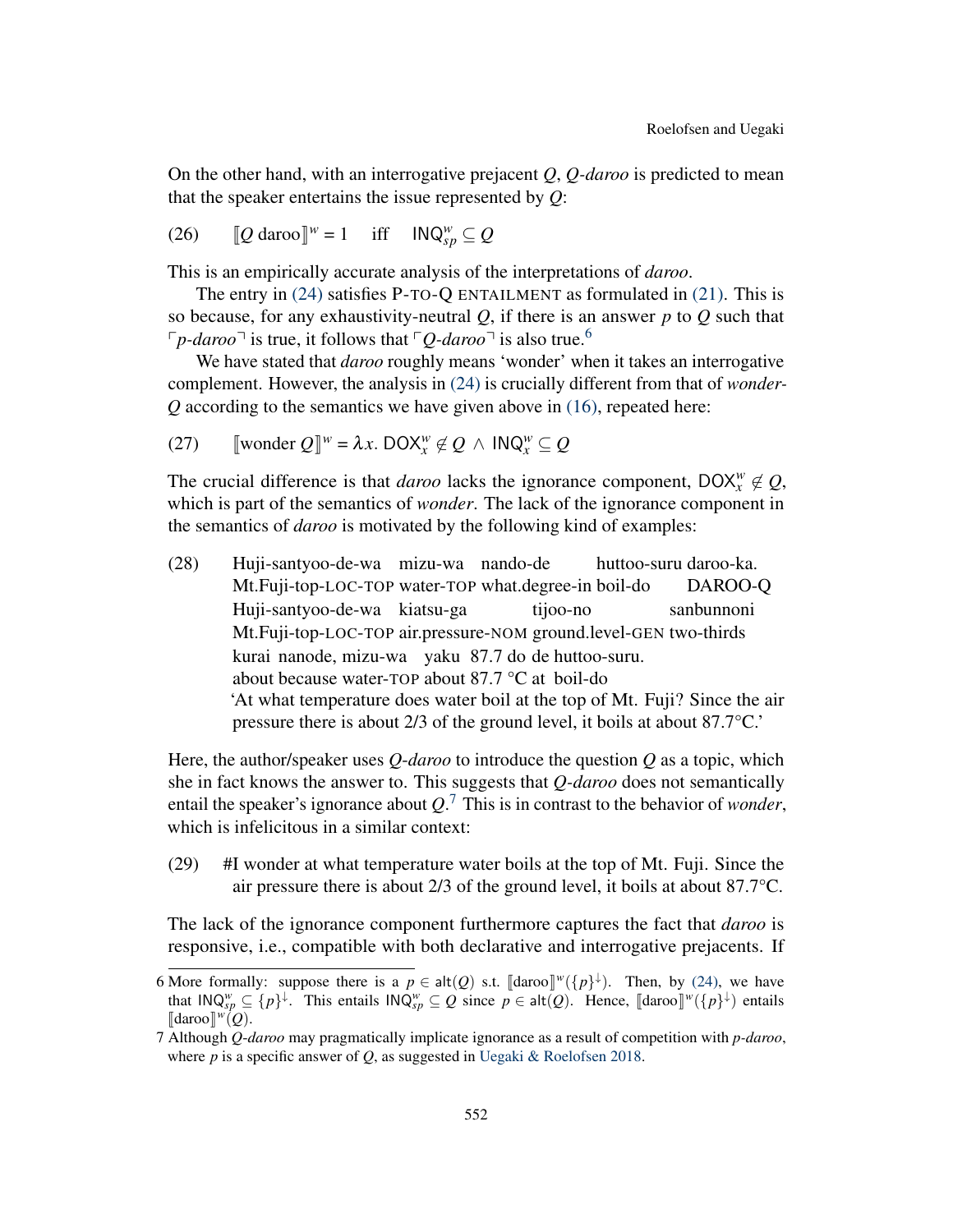On the other hand, with an interrogative prejacent $Q$, *Q-daroo* is predicted to mean that the speaker entertains the issue represented by $Q$:

(26) $[\![Q \text{ daroo}]\!]^w = 1 \quad \text{iff} \quad \mathsf{INQ}^w_{sp} \subseteq Q$

This is an empirically accurate analysis of the interpretations of *daroo*.

The entry in (24) satisfies P-TO-Q ENTAILMENT as formulated in (21). This is so because, for any exhaustivity-neutral $Q$, if there is an answer $p$ to $Q$ such that ⌜*p-daroo*⌝ is true, it follows that ⌜*Q-daroo*⌝ is also true.[6]

We have stated that *daroo* roughly means 'wonder' when it takes an interrogative complement. However, the analysis in (24) is crucially different from that of *wonder-Q* according to the semantics we have given above in (16), repeated here:

(27) $[\![\text{wonder } Q]\!]^w = \lambda x.\ \mathsf{DOX}^w_x \notin Q \ \wedge\ \mathsf{INQ}^w_x \subseteq Q$

The crucial difference is that *daroo* lacks the ignorance component, $\mathsf{DOX}^w_x \notin Q$, which is part of the semantics of *wonder*. The lack of the ignorance component in the semantics of *daroo* is motivated by the following kind of examples:

(28) Huji-santyoo-de-wa mizu-wa nando-de huttoo-suru daroo-ka.
Mt.Fuji-top-LOC-TOP water-TOP what.degree-in boil-do DAROO-Q
Huji-santyoo-de-wa kiatsu-ga tijoo-no sanbunnoni
Mt.Fuji-top-LOC-TOP air.pressure-NOM ground.level-GEN two-thirds
kurai nanode, mizu-wa yaku 87.7 do de huttoo-suru.
about because water-TOP about 87.7 °C at boil-do
'At what temperature does water boil at the top of Mt. Fuji? Since the air pressure there is about 2/3 of the ground level, it boils at about 87.7°C.'

Here, the author/speaker uses *Q-daroo* to introduce the question $Q$ as a topic, which she in fact knows the answer to. This suggests that *Q-daroo* does not semantically entail the speaker's ignorance about $Q$.[7] This is in contrast to the behavior of *wonder*, which is infelicitous in a similar context:

(29) #I wonder at what temperature water boils at the top of Mt. Fuji. Since the air pressure there is about 2/3 of the ground level, it boils at about 87.7°C.

The lack of the ignorance component furthermore captures the fact that *daroo* is responsive, i.e., compatible with both declarative and interrogative prejacents. If

---

6 More formally: suppose there is a $p \in \mathsf{alt}(Q)$ s.t. $[\![\text{daroo}]\!]^w(\{p\}^{\downarrow})$. Then, by (24), we have that $\mathsf{INQ}^w_{sp} \subseteq \{p\}^{\downarrow}$. This entails $\mathsf{INQ}^w_{sp} \subseteq Q$ since $p \in \mathsf{alt}(Q)$. Hence, $[\![\text{daroo}]\!]^w(\{p\}^{\downarrow})$ entails $[\![\text{daroo}]\!]^w(Q)$.

7 Although *Q-daroo* may pragmatically implicate ignorance as a result of competition with *p-daroo*, where $p$ is a specific answer of $Q$, as suggested in Uegaki & Roelofsen 2018.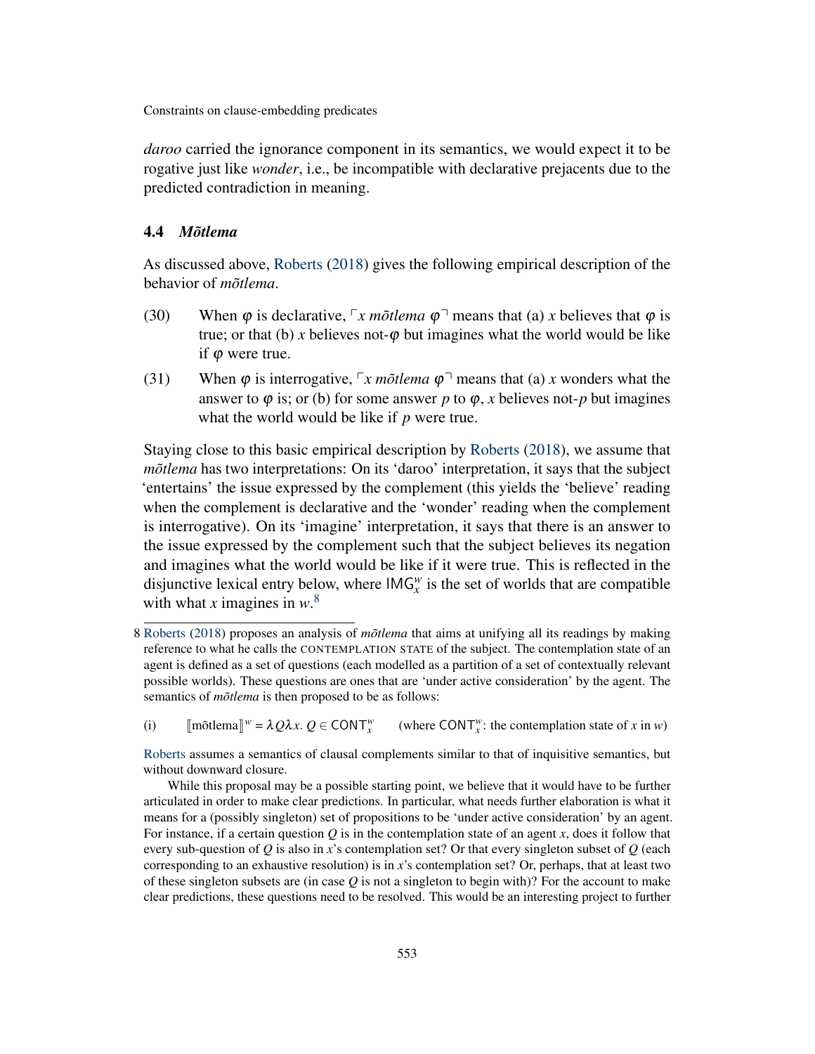*daroo* carried the ignorance component in its semantics, we would expect it to be rogative just like *wonder*, i.e., be incompatible with declarative prejacents due to the predicted contradiction in meaning.

### 4.4 *Mõtlema*

As discussed above, Roberts (2018) gives the following empirical description of the behavior of *mõtlema*.

(30) When $\varphi$ is declarative, $\ulcorner x$ *mõtlema* $\varphi\urcorner$ means that (a) $x$ believes that $\varphi$ is true; or that (b) $x$ believes not-$\varphi$ but imagines what the world would be like if $\varphi$ were true.

(31) When $\varphi$ is interrogative, $\ulcorner x$ *mõtlema* $\varphi\urcorner$ means that (a) $x$ wonders what the answer to $\varphi$ is; or (b) for some answer $p$ to $\varphi$, $x$ believes not-$p$ but imagines what the world would be like if $p$ were true.

Staying close to this basic empirical description by Roberts (2018), we assume that *mõtlema* has two interpretations: On its 'daroo' interpretation, it says that the subject 'entertains' the issue expressed by the complement (this yields the 'believe' reading when the complement is declarative and the 'wonder' reading when the complement is interrogative). On its 'imagine' interpretation, it says that there is an answer to the issue expressed by the complement such that the subject believes its negation and imagines what the world would be like if it were true. This is reflected in the disjunctive lexical entry below, where $\mathsf{IMG}_x^w$ is the set of worlds that are compatible with what $x$ imagines in $w$.[8]

---

8 Roberts (2018) proposes an analysis of *mõtlema* that aims at unifying all its readings by making reference to what he calls the CONTEMPLATION STATE of the subject. The contemplation state of an agent is defined as a set of questions (each modelled as a partition of a set of contextually relevant possible worlds). These questions are ones that are 'under active consideration' by the agent. The semantics of *mõtlema* is then proposed to be as follows:

(i) $[\![\text{mõtlema}]\!]^w = \lambda Q \lambda x.\, Q \in \mathsf{CONT}_x^w$ (where $\mathsf{CONT}_x^w$: the contemplation state of $x$ in $w$)

Roberts assumes a semantics of clausal complements similar to that of inquisitive semantics, but without downward closure.

While this proposal may be a possible starting point, we believe that it would have to be further articulated in order to make clear predictions. In particular, what needs further elaboration is what it means for a (possibly singleton) set of propositions to be 'under active consideration' by an agent. For instance, if a certain question $Q$ is in the contemplation state of an agent $x$, does it follow that every sub-question of $Q$ is also in $x$'s contemplation set? Or that every singleton subset of $Q$ (each corresponding to an exhaustive resolution) is in $x$'s contemplation set? Or, perhaps, that at least two of these singleton subsets are (in case $Q$ is not a singleton to begin with)? For the account to make clear predictions, these questions need to be resolved. This would be an interesting project to further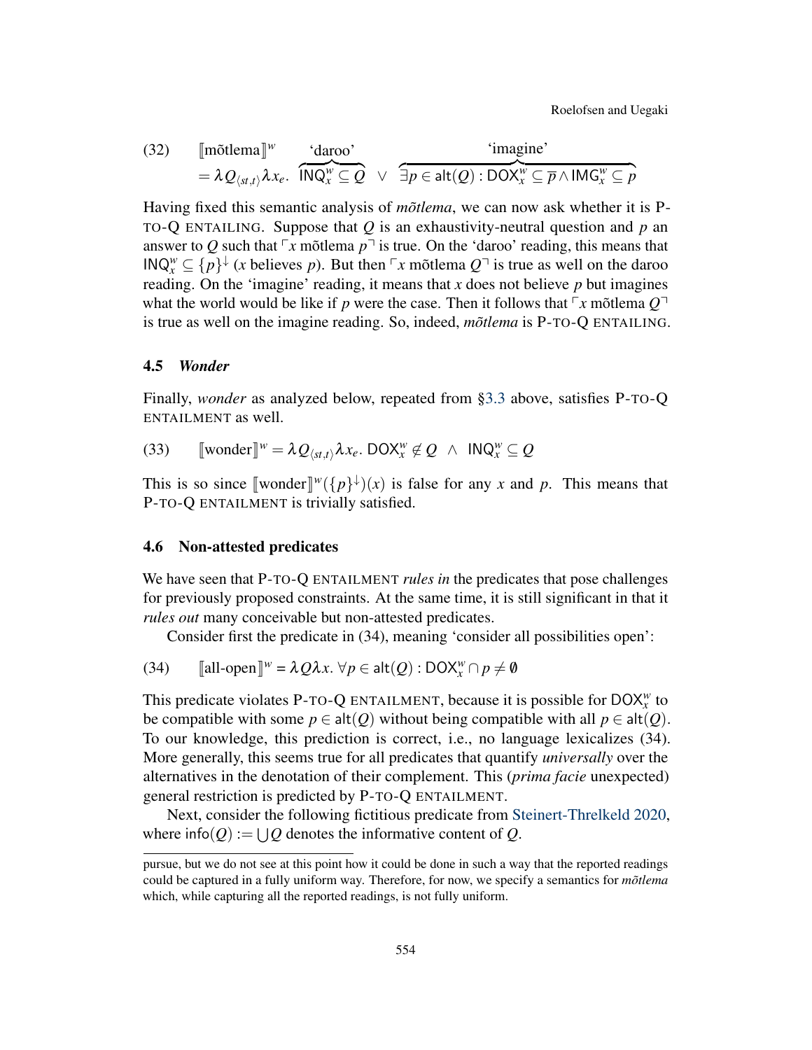(32) $[\![\text{mõtlema}]\!]^w = \lambda Q_{\langle st,t\rangle}\lambda x_e.\ \overbrace{\mathsf{INQ}_x^w \subseteq Q}^{\text{'daroo'}} \ \vee\ \overbrace{\exists p \in \mathsf{alt}(Q) : \mathsf{DOX}_x^w \subseteq \overline{p} \wedge \mathsf{IMG}_x^w \subseteq p}^{\text{'imagine'}}$

Having fixed this semantic analysis of *mõtlema*, we can now ask whether it is P-TO-Q ENTAILING. Suppose that $Q$ is an exhaustivity-neutral question and $p$ an answer to $Q$ such that ⌜$x$ mõtlema $p$⌝ is true. On the 'daroo' reading, this means that $\mathsf{INQ}_x^w \subseteq \{p\}^{\downarrow}$ ($x$ believes $p$). But then ⌜$x$ mõtlema $Q$⌝ is true as well on the daroo reading. On the 'imagine' reading, it means that $x$ does not believe $p$ but imagines what the world would be like if $p$ were the case. Then it follows that ⌜$x$ mõtlema $Q$⌝ is true as well on the imagine reading. So, indeed, *mõtlema* is P-TO-Q ENTAILING.

### 4.5 *Wonder*

Finally, *wonder* as analyzed below, repeated from §3.3 above, satisfies P-TO-Q ENTAILMENT as well.

(33) $[\![\text{wonder}]\!]^w = \lambda Q_{\langle st,t\rangle}\lambda x_e.\ \mathsf{DOX}_x^w \notin Q\ \wedge\ \mathsf{INQ}_x^w \subseteq Q$

This is so since $[\![\text{wonder}]\!]^w(\{p\}^{\downarrow})(x)$ is false for any $x$ and $p$. This means that P-TO-Q ENTAILMENT is trivially satisfied.

### 4.6 Non-attested predicates

We have seen that P-TO-Q ENTAILMENT *rules in* the predicates that pose challenges for previously proposed constraints. At the same time, it is still significant in that it *rules out* many conceivable but non-attested predicates.

Consider first the predicate in (34), meaning 'consider all possibilities open':

(34) $[\![\text{all-open}]\!]^w = \lambda Q\lambda x.\ \forall p \in \mathsf{alt}(Q) : \mathsf{DOX}_x^w \cap p \neq \emptyset$

This predicate violates P-TO-Q ENTAILMENT, because it is possible for $\mathsf{DOX}_x^w$ to be compatible with some $p \in \mathsf{alt}(Q)$ without being compatible with all $p \in \mathsf{alt}(Q)$. To our knowledge, this prediction is correct, i.e., no language lexicalizes (34). More generally, this seems true for all predicates that quantify *universally* over the alternatives in the denotation of their complement. This (*prima facie* unexpected) general restriction is predicted by P-TO-Q ENTAILMENT.

Next, consider the following fictitious predicate from Steinert-Threlkeld 2020, where $\mathsf{info}(Q) := \bigcup Q$ denotes the informative content of $Q$.

pursue, but we do not see at this point how it could be done in such a way that the reported readings could be captured in a fully uniform way. Therefore, for now, we specify a semantics for *mõtlema* which, while capturing all the reported readings, is not fully uniform.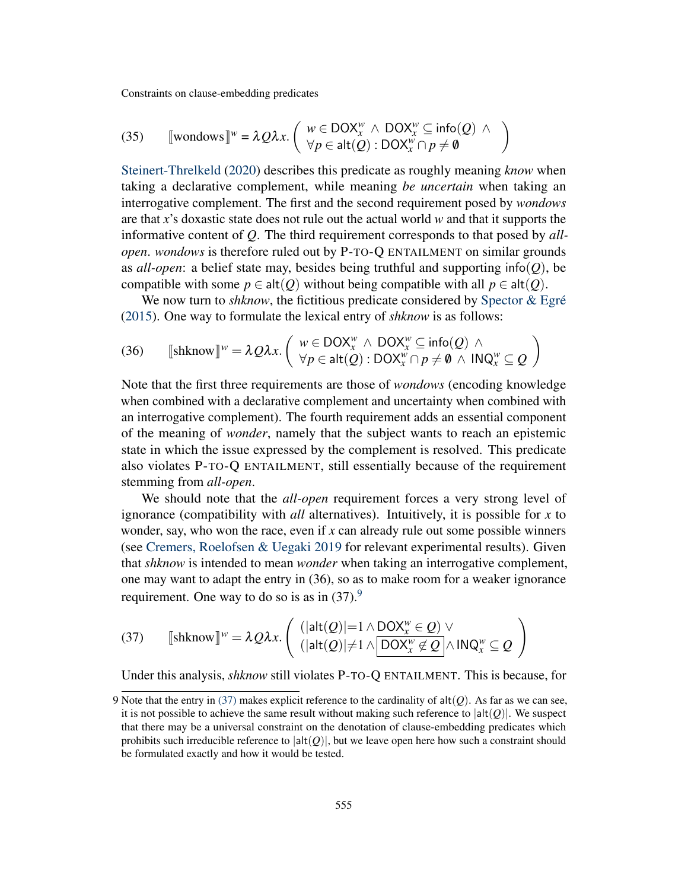(35) $[\![\text{wondows}]\!]^w = \lambda Q \lambda x. \left( \begin{array}{l} w \in \mathsf{DOX}^w_x \wedge \mathsf{DOX}^w_x \subseteq \mathsf{info}(Q) \wedge \\ \forall p \in \mathsf{alt}(Q) : \mathsf{DOX}^w_x \cap p \neq \emptyset \end{array} \right)$

Steinert-Threlkeld (2020) describes this predicate as roughly meaning *know* when taking a declarative complement, while meaning *be uncertain* when taking an interrogative complement. The first and the second requirement posed by *wondows* are that $x$'s doxastic state does not rule out the actual world $w$ and that it supports the informative content of $Q$. The third requirement corresponds to that posed by *all-open*. *wondows* is therefore ruled out by P-TO-Q ENTAILMENT on similar grounds as *all-open*: a belief state may, besides being truthful and supporting $\mathsf{info}(Q)$, be compatible with some $p \in \mathsf{alt}(Q)$ without being compatible with all $p \in \mathsf{alt}(Q)$.

We now turn to *shknow*, the fictitious predicate considered by Spector & Egré (2015). One way to formulate the lexical entry of *shknow* is as follows:

(36) $[\![\text{shknow}]\!]^w = \lambda Q \lambda x. \left( \begin{array}{l} w \in \mathsf{DOX}^w_x \wedge \mathsf{DOX}^w_x \subseteq \mathsf{info}(Q) \wedge \\ \forall p \in \mathsf{alt}(Q) : \mathsf{DOX}^w_x \cap p \neq \emptyset \wedge \mathsf{INQ}^w_x \subseteq Q \end{array} \right)$

Note that the first three requirements are those of *wondows* (encoding knowledge when combined with a declarative complement and uncertainty when combined with an interrogative complement). The fourth requirement adds an essential component of the meaning of *wonder*, namely that the subject wants to reach an epistemic state in which the issue expressed by the complement is resolved. This predicate also violates P-TO-Q ENTAILMENT, still essentially because of the requirement stemming from *all-open*.

We should note that the *all-open* requirement forces a very strong level of ignorance (compatibility with *all* alternatives). Intuitively, it is possible for $x$ to wonder, say, who won the race, even if $x$ can already rule out some possible winners (see Cremers, Roelofsen & Uegaki 2019 for relevant experimental results). Given that *shknow* is intended to mean *wonder* when taking an interrogative complement, one may want to adapt the entry in (36), so as to make room for a weaker ignorance requirement. One way to do so is as in (37).[9]

(37) $[\![\text{shknow}]\!]^w = \lambda Q \lambda x. \left( \begin{array}{l} (|\mathsf{alt}(Q)| = 1 \wedge \mathsf{DOX}^w_x \in Q) \vee \\ (|\mathsf{alt}(Q)| \neq 1 \wedge \boxed{\mathsf{DOX}^w_x \notin Q} \wedge \mathsf{INQ}^w_x \subseteq Q \end{array} \right)$

Under this analysis, *shknow* still violates P-TO-Q ENTAILMENT. This is because, for

9 Note that the entry in (37) makes explicit reference to the cardinality of $\mathsf{alt}(Q)$. As far as we can see, it is not possible to achieve the same result without making such reference to $|\mathsf{alt}(Q)|$. We suspect that there may be a universal constraint on the denotation of clause-embedding predicates which prohibits such irreducible reference to $|\mathsf{alt}(Q)|$, but we leave open here how such a constraint should be formulated exactly and how it would be tested.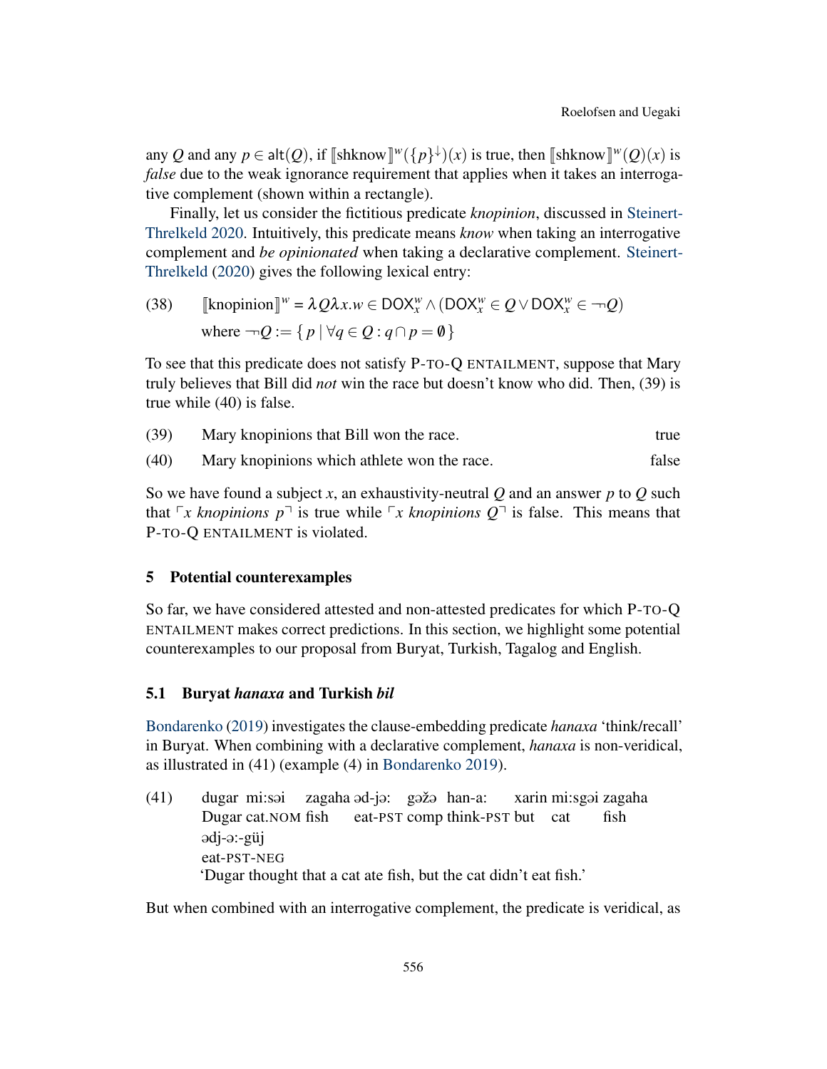any $Q$ and any $p \in \mathsf{alt}(Q)$, if $[\![\text{shknow}]\!]^w(\{p\}^{\downarrow})(x)$ is true, then $[\![\text{shknow}]\!]^w(Q)(x)$ is *false* due to the weak ignorance requirement that applies when it takes an interrogative complement (shown within a rectangle).

Finally, let us consider the fictitious predicate *knopinion*, discussed in Steinert-Threlkeld 2020. Intuitively, this predicate means *know* when taking an interrogative complement and *be opinionated* when taking a declarative complement. Steinert-Threlkeld (2020) gives the following lexical entry:

(38) $[\![\text{knopinion}]\!]^w = \lambda Q \lambda x. w \in \mathsf{DOX}_x^w \wedge (\mathsf{DOX}_x^w \in Q \vee \mathsf{DOX}_x^w \in \neg Q)$
where $\neg Q := \{\, p \mid \forall q \in Q : q \cap p = \emptyset \,\}$

To see that this predicate does not satisfy P-TO-Q ENTAILMENT, suppose that Mary truly believes that Bill did *not* win the race but doesn't know who did. Then, (39) is true while (40) is false.

(39) Mary knopinions that Bill won the race. — true

(40) Mary knopinions which athlete won the race. — false

So we have found a subject $x$, an exhaustivity-neutral $Q$ and an answer $p$ to $Q$ such that ⌜*x knopinions p*⌝ is true while ⌜*x knopinions Q*⌝ is false. This means that P-TO-Q ENTAILMENT is violated.

## 5 Potential counterexamples

So far, we have considered attested and non-attested predicates for which P-TO-Q ENTAILMENT makes correct predictions. In this section, we highlight some potential counterexamples to our proposal from Buryat, Turkish, Tagalog and English.

### 5.1 Buryat *hanaxa* and Turkish *bil*

Bondarenko (2019) investigates the clause-embedding predicate *hanaxa* 'think/recall' in Buryat. When combining with a declarative complement, *hanaxa* is non-veridical, as illustrated in (41) (example (4) in Bondarenko 2019).

(41) dugar mi:səi zagaha əd-jə: gəžə han-a: xarin mi:sgəi zagaha
Dugar cat.NOM fish eat-PST comp think-PST but cat fish
ədj-ə:-güj
eat-PST-NEG
'Dugar thought that a cat ate fish, but the cat didn't eat fish.'

But when combined with an interrogative complement, the predicate is veridical, as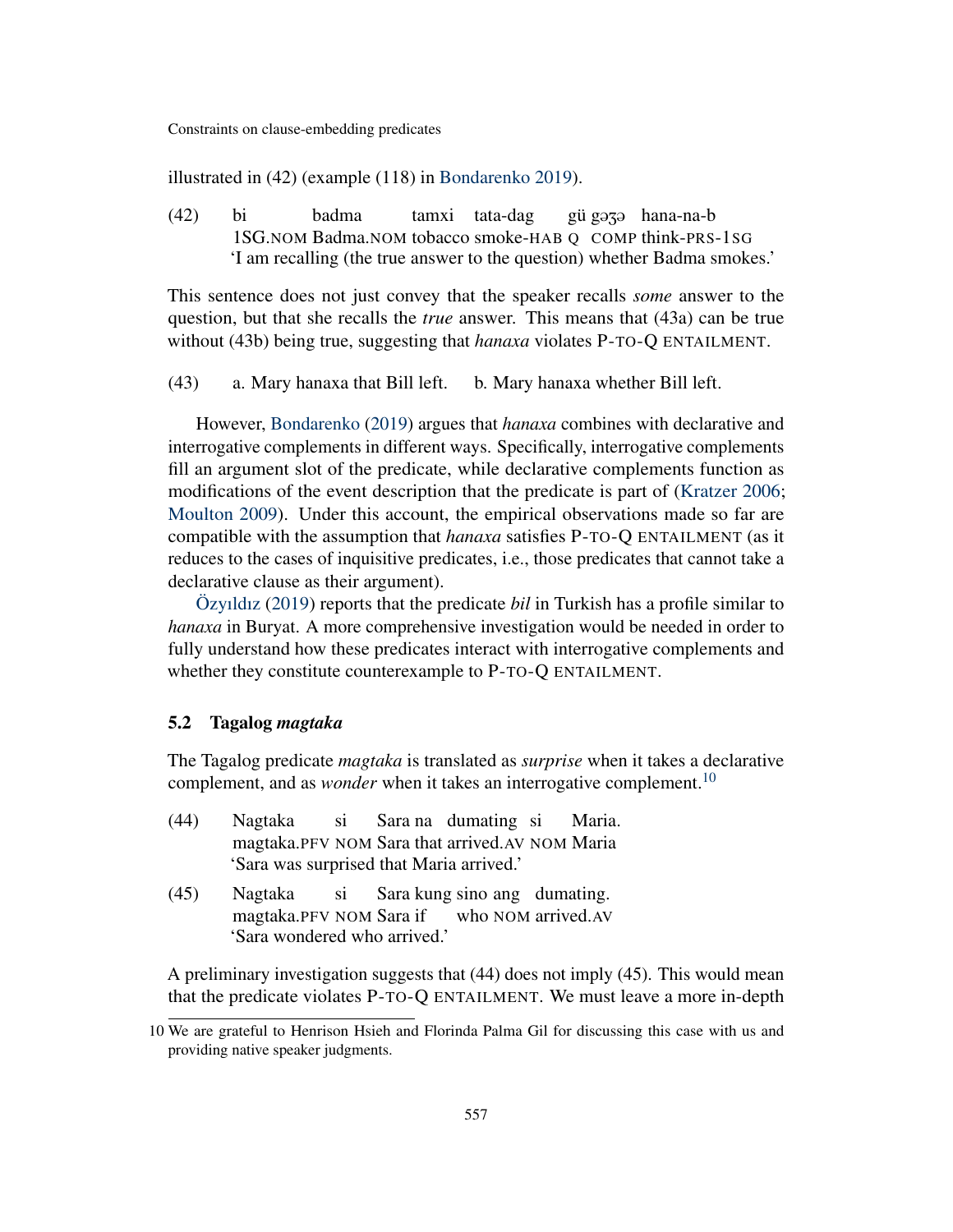illustrated in (42) (example (118) in Bondarenko 2019).

(42) bi badma tamxi tata-dag gü gəʒə hana-na-b
 1SG.NOM Badma.NOM tobacco smoke-HAB Q COMP think-PRS-1SG
 'I am recalling (the true answer to the question) whether Badma smokes.'

This sentence does not just convey that the speaker recalls *some* answer to the question, but that she recalls the *true* answer. This means that (43a) can be true without (43b) being true, suggesting that *hanaxa* violates P-TO-Q ENTAILMENT.

(43) a. Mary hanaxa that Bill left. b. Mary hanaxa whether Bill left.

However, Bondarenko (2019) argues that *hanaxa* combines with declarative and interrogative complements in different ways. Specifically, interrogative complements fill an argument slot of the predicate, while declarative complements function as modifications of the event description that the predicate is part of (Kratzer 2006; Moulton 2009). Under this account, the empirical observations made so far are compatible with the assumption that *hanaxa* satisfies P-TO-Q ENTAILMENT (as it reduces to the cases of inquisitive predicates, i.e., those predicates that cannot take a declarative clause as their argument).

Özyıldız (2019) reports that the predicate *bil* in Turkish has a profile similar to *hanaxa* in Buryat. A more comprehensive investigation would be needed in order to fully understand how these predicates interact with interrogative complements and whether they constitute counterexample to P-TO-Q ENTAILMENT.

### 5.2 Tagalog *magtaka*

The Tagalog predicate *magtaka* is translated as *surprise* when it takes a declarative complement, and as *wonder* when it takes an interrogative complement.[10]

(44) Nagtaka si Sara na dumating si Maria.
 magtaka.PFV NOM Sara that arrived.AV NOM Maria
 'Sara was surprised that Maria arrived.'

(45) Nagtaka si Sara kung sino ang dumating.
 magtaka.PFV NOM Sara if who NOM arrived.AV
 'Sara wondered who arrived.'

A preliminary investigation suggests that (44) does not imply (45). This would mean that the predicate violates P-TO-Q ENTAILMENT. We must leave a more in-depth

10 We are grateful to Henrison Hsieh and Florinda Palma Gil for discussing this case with us and providing native speaker judgments.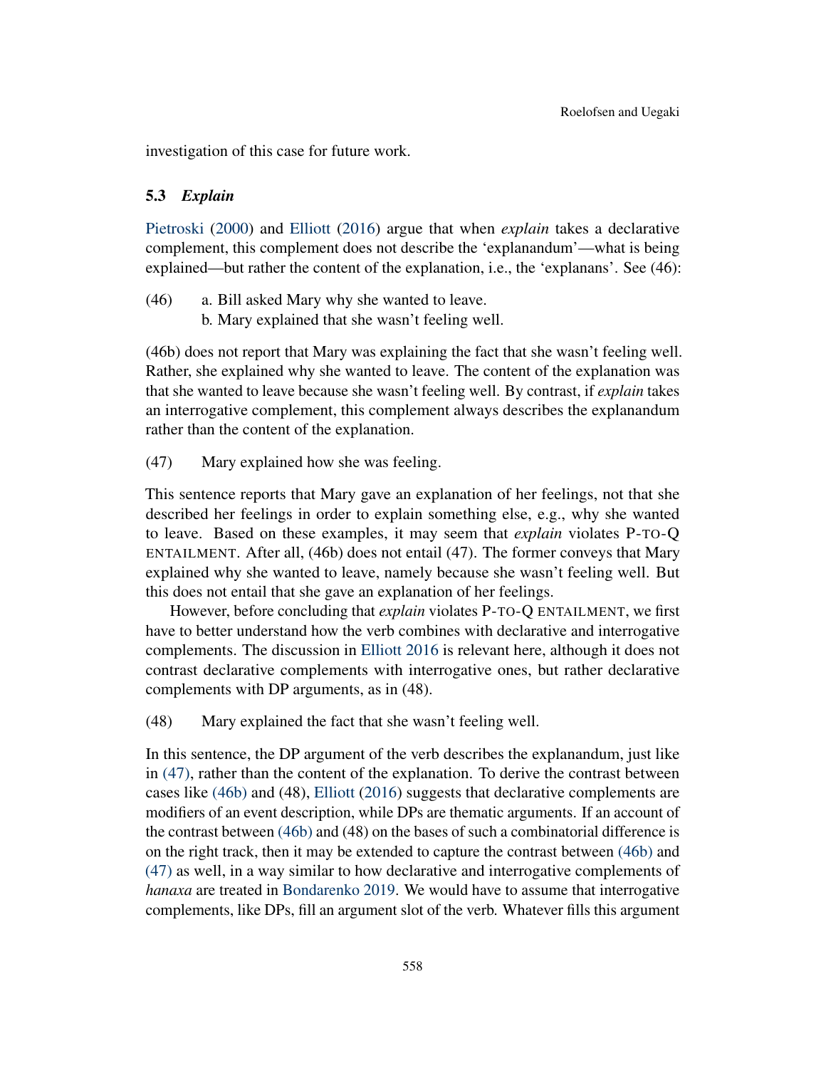investigation of this case for future work.

### 5.3 *Explain*

Pietroski (2000) and Elliott (2016) argue that when *explain* takes a declarative complement, this complement does not describe the 'explanandum'—what is being explained—but rather the content of the explanation, i.e., the 'explanans'. See (46):

(46) a. Bill asked Mary why she wanted to leave.
b. Mary explained that she wasn't feeling well.

(46b) does not report that Mary was explaining the fact that she wasn't feeling well. Rather, she explained why she wanted to leave. The content of the explanation was that she wanted to leave because she wasn't feeling well. By contrast, if *explain* takes an interrogative complement, this complement always describes the explanandum rather than the content of the explanation.

(47) Mary explained how she was feeling.

This sentence reports that Mary gave an explanation of her feelings, not that she described her feelings in order to explain something else, e.g., why she wanted to leave. Based on these examples, it may seem that *explain* violates P-TO-Q ENTAILMENT. After all, (46b) does not entail (47). The former conveys that Mary explained why she wanted to leave, namely because she wasn't feeling well. But this does not entail that she gave an explanation of her feelings.

However, before concluding that *explain* violates P-TO-Q ENTAILMENT, we first have to better understand how the verb combines with declarative and interrogative complements. The discussion in Elliott 2016 is relevant here, although it does not contrast declarative complements with interrogative ones, but rather declarative complements with DP arguments, as in (48).

(48) Mary explained the fact that she wasn't feeling well.

In this sentence, the DP argument of the verb describes the explanandum, just like in (47), rather than the content of the explanation. To derive the contrast between cases like (46b) and (48), Elliott (2016) suggests that declarative complements are modifiers of an event description, while DPs are thematic arguments. If an account of the contrast between (46b) and (48) on the bases of such a combinatorial difference is on the right track, then it may be extended to capture the contrast between (46b) and (47) as well, in a way similar to how declarative and interrogative complements of *hanaxa* are treated in Bondarenko 2019. We would have to assume that interrogative complements, like DPs, fill an argument slot of the verb. Whatever fills this argument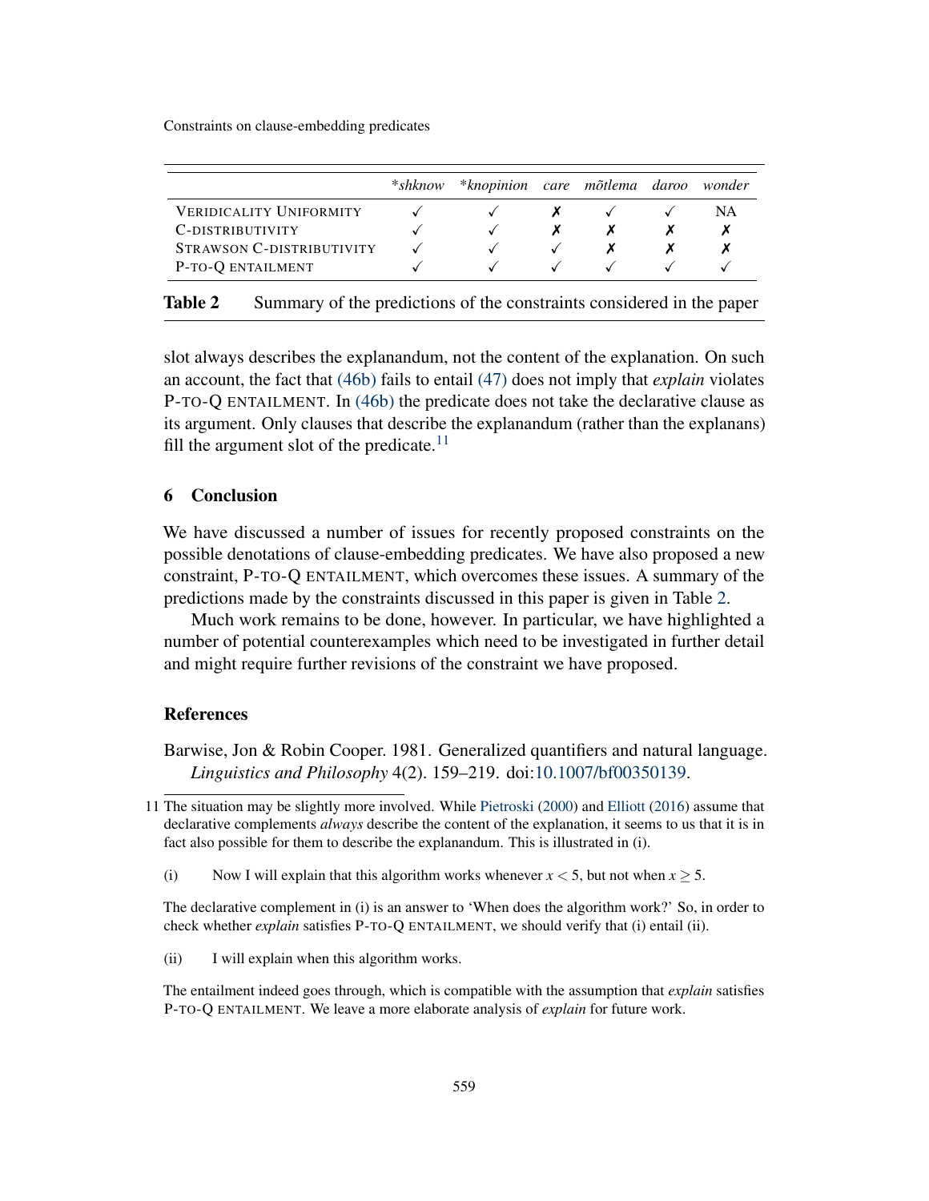| | **shknow* | **knopinion* | *care* | *mõtlema* | *daroo* | *wonder* |
|---|---|---|---|---|---|---|
| VERIDICALITY UNIFORMITY | ✓ | ✓ | ✗ | ✓ | ✓ | NA |
| C-DISTRIBUTIVITY | ✓ | ✓ | ✗ | ✗ | ✗ | ✗ |
| STRAWSON C-DISTRIBUTIVITY | ✓ | ✓ | ✓ | ✗ | ✗ | ✗ |
| P-TO-Q ENTAILMENT | ✓ | ✓ | ✓ | ✓ | ✓ | ✓ |

**Table 2** Summary of the predictions of the constraints considered in the paper

slot always describes the explanandum, not the content of the explanation. On such an account, the fact that (46b) fails to entail (47) does not imply that *explain* violates P-TO-Q ENTAILMENT. In (46b) the predicate does not take the declarative clause as its argument. Only clauses that describe the explanandum (rather than the explanans) fill the argument slot of the predicate.[11]

## 6 Conclusion

We have discussed a number of issues for recently proposed constraints on the possible denotations of clause-embedding predicates. We have also proposed a new constraint, P-TO-Q ENTAILMENT, which overcomes these issues. A summary of the predictions made by the constraints discussed in this paper is given in Table 2.

Much work remains to be done, however. In particular, we have highlighted a number of potential counterexamples which need to be investigated in further detail and might require further revisions of the constraint we have proposed.

## References

Barwise, Jon & Robin Cooper. 1981. Generalized quantifiers and natural language. *Linguistics and Philosophy* 4(2). 159–219. doi:10.1007/bf00350139.

---

11 The situation may be slightly more involved. While Pietroski (2000) and Elliott (2016) assume that declarative complements *always* describe the content of the explanation, it seems to us that it is in fact also possible for them to describe the explanandum. This is illustrated in (i).

(i) Now I will explain that this algorithm works whenever $x < 5$, but not when $x \geq 5$.

The declarative complement in (i) is an answer to 'When does the algorithm work?' So, in order to check whether *explain* satisfies P-TO-Q ENTAILMENT, we should verify that (i) entail (ii).

(ii) I will explain when this algorithm works.

The entailment indeed goes through, which is compatible with the assumption that *explain* satisfies P-TO-Q ENTAILMENT. We leave a more elaborate analysis of *explain* for future work.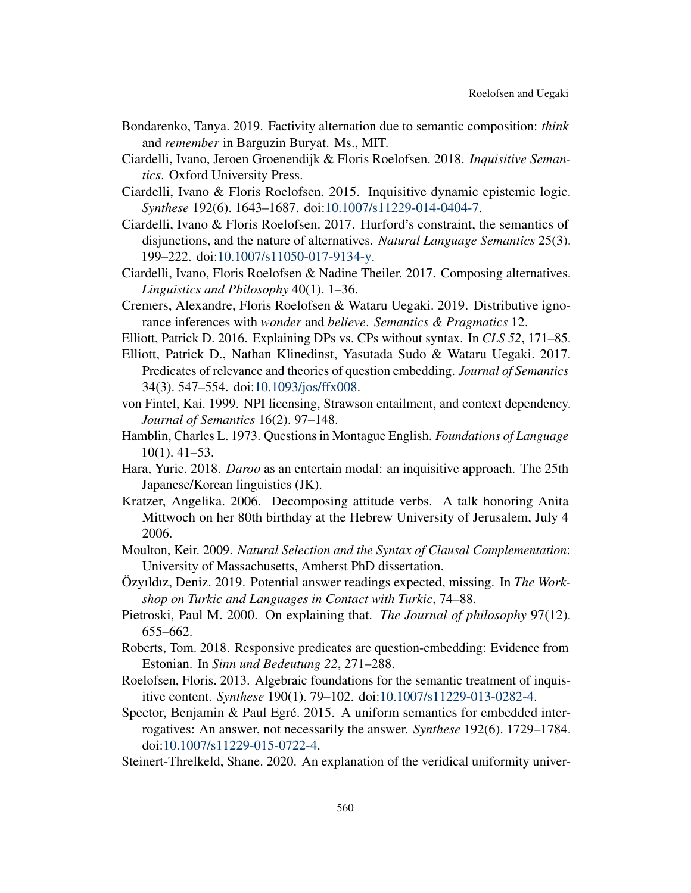Bondarenko, Tanya. 2019. Factivity alternation due to semantic composition: *think* and *remember* in Barguzin Buryat. Ms., MIT.

Ciardelli, Ivano, Jeroen Groenendijk & Floris Roelofsen. 2018. *Inquisitive Semantics*. Oxford University Press.

Ciardelli, Ivano & Floris Roelofsen. 2015. Inquisitive dynamic epistemic logic. *Synthese* 192(6). 1643–1687. doi:10.1007/s11229-014-0404-7.

Ciardelli, Ivano & Floris Roelofsen. 2017. Hurford's constraint, the semantics of disjunctions, and the nature of alternatives. *Natural Language Semantics* 25(3). 199–222. doi:10.1007/s11050-017-9134-y.

Ciardelli, Ivano, Floris Roelofsen & Nadine Theiler. 2017. Composing alternatives. *Linguistics and Philosophy* 40(1). 1–36.

Cremers, Alexandre, Floris Roelofsen & Wataru Uegaki. 2019. Distributive ignorance inferences with *wonder* and *believe*. *Semantics & Pragmatics* 12.

Elliott, Patrick D. 2016. Explaining DPs vs. CPs without syntax. In *CLS 52*, 171–85.

Elliott, Patrick D., Nathan Klinedinst, Yasutada Sudo & Wataru Uegaki. 2017. Predicates of relevance and theories of question embedding. *Journal of Semantics* 34(3). 547–554. doi:10.1093/jos/ffx008.

von Fintel, Kai. 1999. NPI licensing, Strawson entailment, and context dependency. *Journal of Semantics* 16(2). 97–148.

Hamblin, Charles L. 1973. Questions in Montague English. *Foundations of Language* 10(1). 41–53.

Hara, Yurie. 2018. *Daroo* as an entertain modal: an inquisitive approach. The 25th Japanese/Korean linguistics (JK).

Kratzer, Angelika. 2006. Decomposing attitude verbs. A talk honoring Anita Mittwoch on her 80th birthday at the Hebrew University of Jerusalem, July 4 2006.

Moulton, Keir. 2009. *Natural Selection and the Syntax of Clausal Complementation*: University of Massachusetts, Amherst PhD dissertation.

Özyıldız, Deniz. 2019. Potential answer readings expected, missing. In *The Workshop on Turkic and Languages in Contact with Turkic*, 74–88.

Pietroski, Paul M. 2000. On explaining that. *The Journal of philosophy* 97(12). 655–662.

Roberts, Tom. 2018. Responsive predicates are question-embedding: Evidence from Estonian. In *Sinn und Bedeutung 22*, 271–288.

Roelofsen, Floris. 2013. Algebraic foundations for the semantic treatment of inquisitive content. *Synthese* 190(1). 79–102. doi:10.1007/s11229-013-0282-4.

Spector, Benjamin & Paul Egré. 2015. A uniform semantics for embedded interrogatives: An answer, not necessarily the answer. *Synthese* 192(6). 1729–1784. doi:10.1007/s11229-015-0722-4.

Steinert-Threlkeld, Shane. 2020. An explanation of the veridical uniformity univer-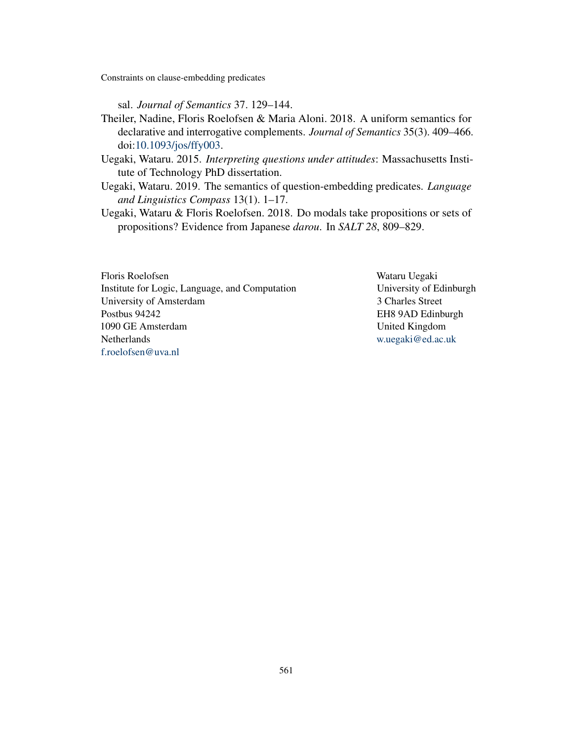sal. *Journal of Semantics* 37. 129–144.

Theiler, Nadine, Floris Roelofsen & Maria Aloni. 2018. A uniform semantics for declarative and interrogative complements. *Journal of Semantics* 35(3). 409–466. doi:10.1093/jos/ffy003.

Uegaki, Wataru. 2015. *Interpreting questions under attitudes*: Massachusetts Institute of Technology PhD dissertation.

Uegaki, Wataru. 2019. The semantics of question-embedding predicates. *Language and Linguistics Compass* 13(1). 1–17.

Uegaki, Wataru & Floris Roelofsen. 2018. Do modals take propositions or sets of propositions? Evidence from Japanese *darou*. In *SALT 28*, 809–829.

Floris Roelofsen
Institute for Logic, Language, and Computation
University of Amsterdam
Postbus 94242
1090 GE Amsterdam
Netherlands
f.roelofsen@uva.nl

Wataru Uegaki
University of Edinburgh
3 Charles Street
EH8 9AD Edinburgh
United Kingdom
w.uegaki@ed.ac.uk